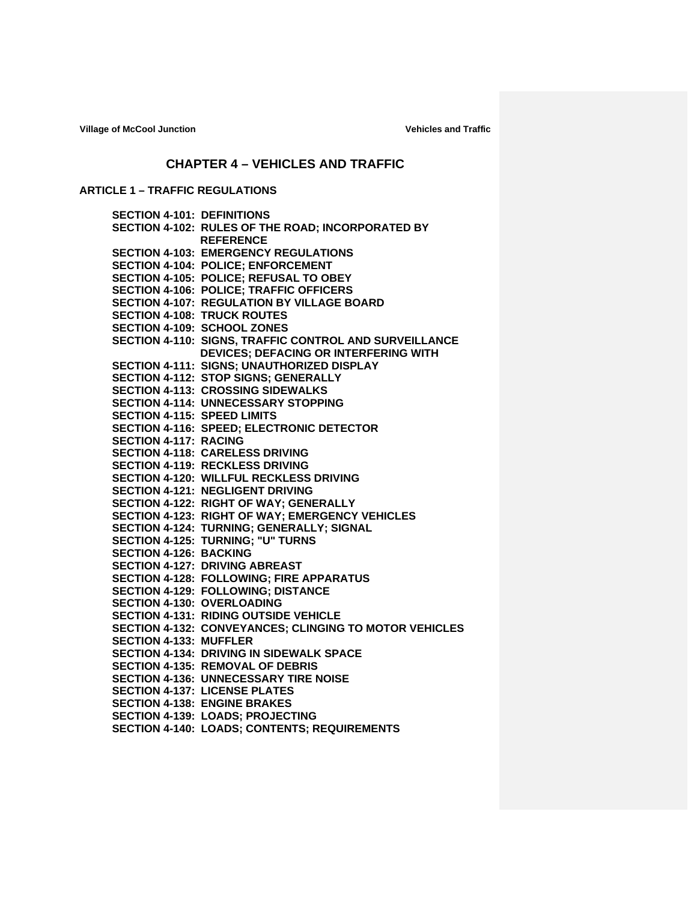# CHAPTER 4 – VEHICLES AND TRAFFIC

## ARTICLE 1 – TRAFFIC REGULATIONS

**SECTION 4-101: DEFINITIONS**
**SECTION 4-102: RULES OF THE ROAD; INCORPORATED BY REFERENCE**
**SECTION 4-103: EMERGENCY REGULATIONS**
**SECTION 4-104: POLICE; ENFORCEMENT**
**SECTION 4-105: POLICE; REFUSAL TO OBEY**
**SECTION 4-106: POLICE; TRAFFIC OFFICERS**
**SECTION 4-107: REGULATION BY VILLAGE BOARD**
**SECTION 4-108: TRUCK ROUTES**
**SECTION 4-109: SCHOOL ZONES**
**SECTION 4-110: SIGNS, TRAFFIC CONTROL AND SURVEILLANCE DEVICES; DEFACING OR INTERFERING WITH**
**SECTION 4-111: SIGNS; UNAUTHORIZED DISPLAY**
**SECTION 4-112: STOP SIGNS; GENERALLY**
**SECTION 4-113: CROSSING SIDEWALKS**
**SECTION 4-114: UNNECESSARY STOPPING**
**SECTION 4-115: SPEED LIMITS**
**SECTION 4-116: SPEED; ELECTRONIC DETECTOR**
**SECTION 4-117: RACING**
**SECTION 4-118: CARELESS DRIVING**
**SECTION 4-119: RECKLESS DRIVING**
**SECTION 4-120: WILLFUL RECKLESS DRIVING**
**SECTION 4-121: NEGLIGENT DRIVING**
**SECTION 4-122: RIGHT OF WAY; GENERALLY**
**SECTION 4-123: RIGHT OF WAY; EMERGENCY VEHICLES**
**SECTION 4-124: TURNING; GENERALLY; SIGNAL**
**SECTION 4-125: TURNING; "U" TURNS**
**SECTION 4-126: BACKING**
**SECTION 4-127: DRIVING ABREAST**
**SECTION 4-128: FOLLOWING; FIRE APPARATUS**
**SECTION 4-129: FOLLOWING; DISTANCE**
**SECTION 4-130: OVERLOADING**
**SECTION 4-131: RIDING OUTSIDE VEHICLE**
**SECTION 4-132: CONVEYANCES; CLINGING TO MOTOR VEHICLES**
**SECTION 4-133: MUFFLER**
**SECTION 4-134: DRIVING IN SIDEWALK SPACE**
**SECTION 4-135: REMOVAL OF DEBRIS**
**SECTION 4-136: UNNECESSARY TIRE NOISE**
**SECTION 4-137: LICENSE PLATES**
**SECTION 4-138: ENGINE BRAKES**
**SECTION 4-139: LOADS; PROJECTING**
**SECTION 4-140: LOADS; CONTENTS; REQUIREMENTS**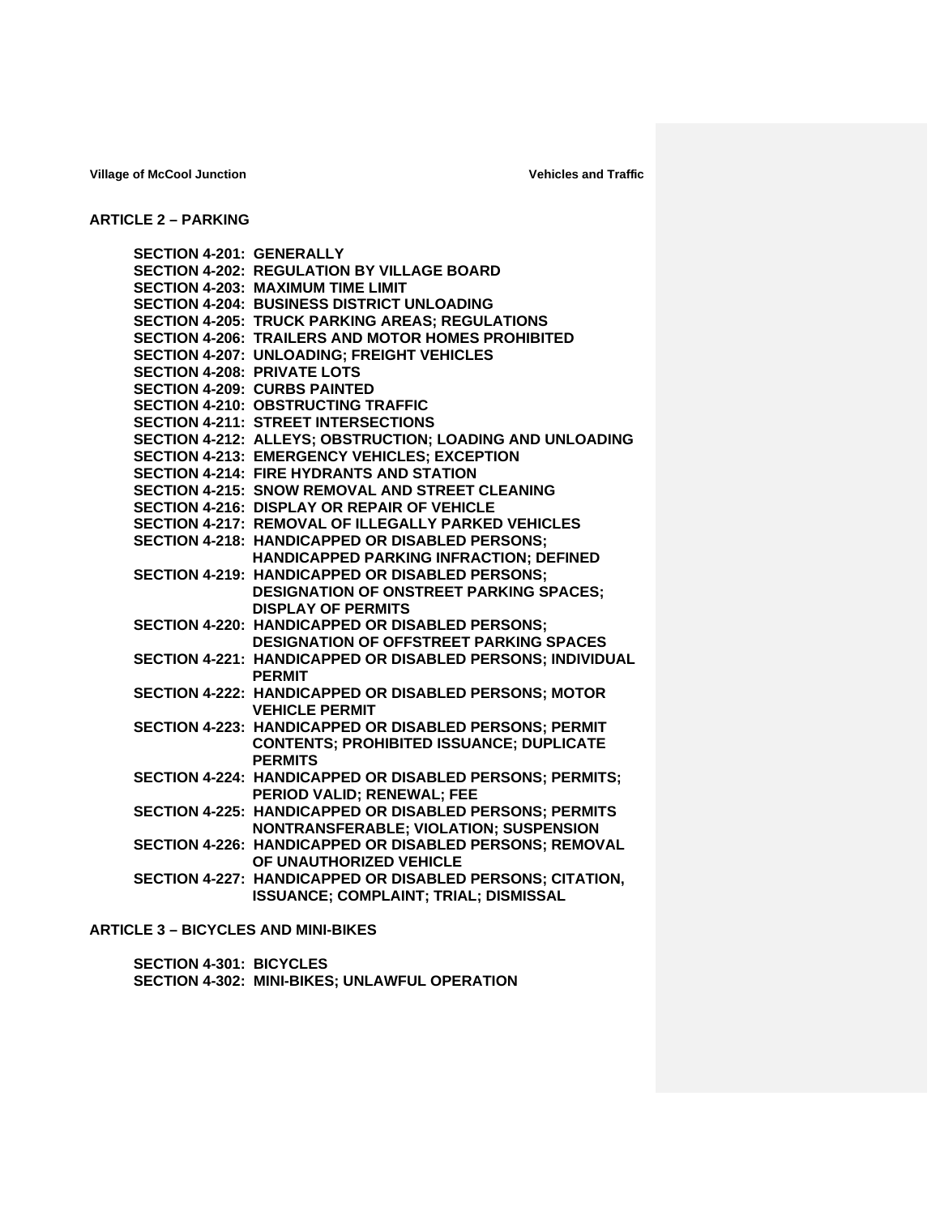## ARTICLE 2 – PARKING

**SECTION 4-201: GENERALLY**
**SECTION 4-202: REGULATION BY VILLAGE BOARD**
**SECTION 4-203: MAXIMUM TIME LIMIT**
**SECTION 4-204: BUSINESS DISTRICT UNLOADING**
**SECTION 4-205: TRUCK PARKING AREAS; REGULATIONS**
**SECTION 4-206: TRAILERS AND MOTOR HOMES PROHIBITED**
**SECTION 4-207: UNLOADING; FREIGHT VEHICLES**
**SECTION 4-208: PRIVATE LOTS**
**SECTION 4-209: CURBS PAINTED**
**SECTION 4-210: OBSTRUCTING TRAFFIC**
**SECTION 4-211: STREET INTERSECTIONS**
**SECTION 4-212: ALLEYS; OBSTRUCTION; LOADING AND UNLOADING**
**SECTION 4-213: EMERGENCY VEHICLES; EXCEPTION**
**SECTION 4-214: FIRE HYDRANTS AND STATION**
**SECTION 4-215: SNOW REMOVAL AND STREET CLEANING**
**SECTION 4-216: DISPLAY OR REPAIR OF VEHICLE**
**SECTION 4-217: REMOVAL OF ILLEGALLY PARKED VEHICLES**
**SECTION 4-218: HANDICAPPED OR DISABLED PERSONS; HANDICAPPED PARKING INFRACTION; DEFINED**
**SECTION 4-219: HANDICAPPED OR DISABLED PERSONS; DESIGNATION OF ONSTREET PARKING SPACES; DISPLAY OF PERMITS**
**SECTION 4-220: HANDICAPPED OR DISABLED PERSONS; DESIGNATION OF OFFSTREET PARKING SPACES**
**SECTION 4-221: HANDICAPPED OR DISABLED PERSONS; INDIVIDUAL PERMIT**
**SECTION 4-222: HANDICAPPED OR DISABLED PERSONS; MOTOR VEHICLE PERMIT**
**SECTION 4-223: HANDICAPPED OR DISABLED PERSONS; PERMIT CONTENTS; PROHIBITED ISSUANCE; DUPLICATE PERMITS**
**SECTION 4-224: HANDICAPPED OR DISABLED PERSONS; PERMITS; PERIOD VALID; RENEWAL; FEE**
**SECTION 4-225: HANDICAPPED OR DISABLED PERSONS; PERMITS NONTRANSFERABLE; VIOLATION; SUSPENSION**
**SECTION 4-226: HANDICAPPED OR DISABLED PERSONS; REMOVAL OF UNAUTHORIZED VEHICLE**
**SECTION 4-227: HANDICAPPED OR DISABLED PERSONS; CITATION, ISSUANCE; COMPLAINT; TRIAL; DISMISSAL**

## ARTICLE 3 – BICYCLES AND MINI-BIKES

**SECTION 4-301: BICYCLES**
**SECTION 4-302: MINI-BIKES; UNLAWFUL OPERATION**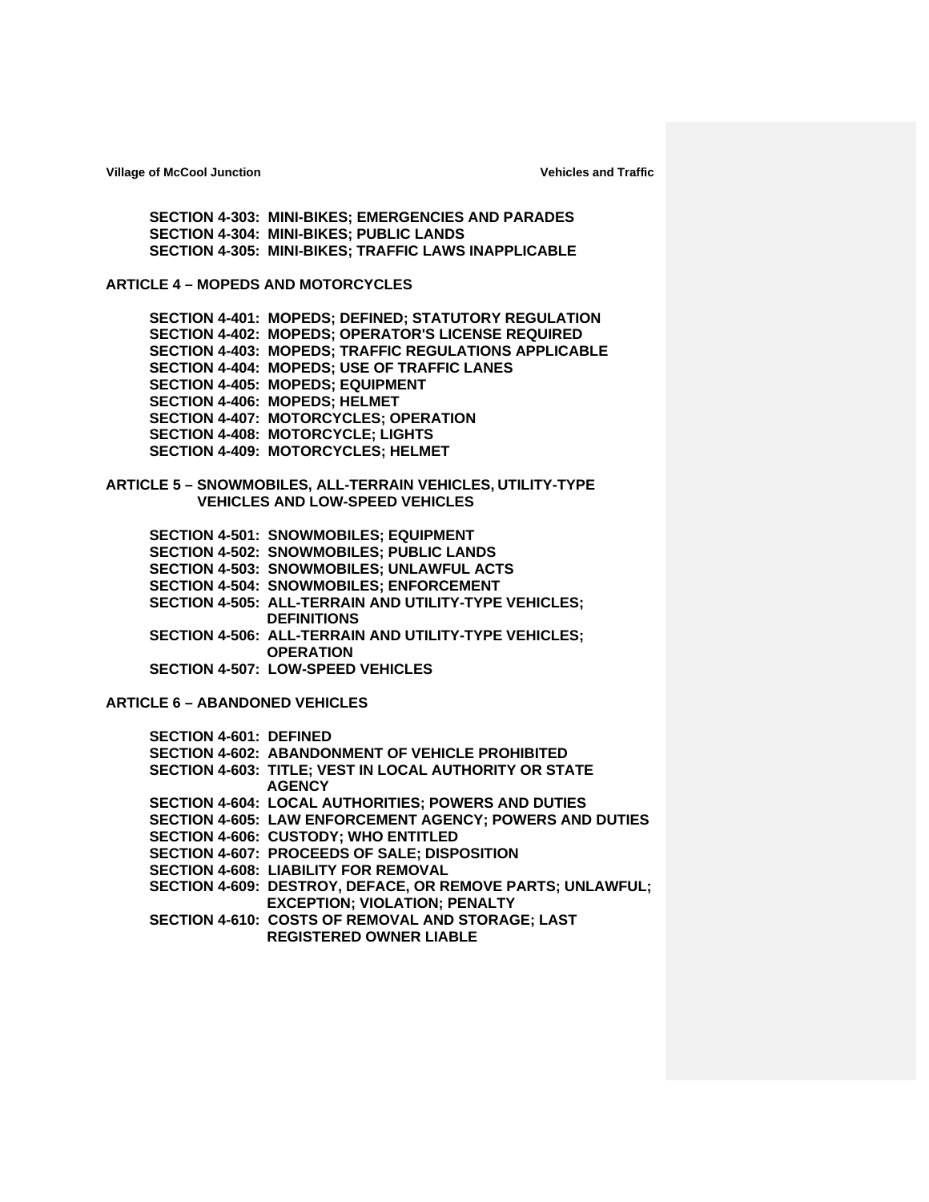**SECTION 4-303: MINI-BIKES; EMERGENCIES AND PARADES**
**SECTION 4-304: MINI-BIKES; PUBLIC LANDS**
**SECTION 4-305: MINI-BIKES; TRAFFIC LAWS INAPPLICABLE**

## ARTICLE 4 – MOPEDS AND MOTORCYCLES

**SECTION 4-401: MOPEDS; DEFINED; STATUTORY REGULATION**
**SECTION 4-402: MOPEDS; OPERATOR'S LICENSE REQUIRED**
**SECTION 4-403: MOPEDS; TRAFFIC REGULATIONS APPLICABLE**
**SECTION 4-404: MOPEDS; USE OF TRAFFIC LANES**
**SECTION 4-405: MOPEDS; EQUIPMENT**
**SECTION 4-406: MOPEDS; HELMET**
**SECTION 4-407: MOTORCYCLES; OPERATION**
**SECTION 4-408: MOTORCYCLE; LIGHTS**
**SECTION 4-409: MOTORCYCLES; HELMET**

## ARTICLE 5 – SNOWMOBILES, ALL-TERRAIN VEHICLES, UTILITY-TYPE VEHICLES AND LOW-SPEED VEHICLES

**SECTION 4-501: SNOWMOBILES; EQUIPMENT**
**SECTION 4-502: SNOWMOBILES; PUBLIC LANDS**
**SECTION 4-503: SNOWMOBILES; UNLAWFUL ACTS**
**SECTION 4-504: SNOWMOBILES; ENFORCEMENT**
**SECTION 4-505: ALL-TERRAIN AND UTILITY-TYPE VEHICLES; DEFINITIONS**
**SECTION 4-506: ALL-TERRAIN AND UTILITY-TYPE VEHICLES; OPERATION**
**SECTION 4-507: LOW-SPEED VEHICLES**

## ARTICLE 6 – ABANDONED VEHICLES

**SECTION 4-601: DEFINED**
**SECTION 4-602: ABANDONMENT OF VEHICLE PROHIBITED**
**SECTION 4-603: TITLE; VEST IN LOCAL AUTHORITY OR STATE AGENCY**
**SECTION 4-604: LOCAL AUTHORITIES; POWERS AND DUTIES**
**SECTION 4-605: LAW ENFORCEMENT AGENCY; POWERS AND DUTIES**
**SECTION 4-606: CUSTODY; WHO ENTITLED**
**SECTION 4-607: PROCEEDS OF SALE; DISPOSITION**
**SECTION 4-608: LIABILITY FOR REMOVAL**
**SECTION 4-609: DESTROY, DEFACE, OR REMOVE PARTS; UNLAWFUL; EXCEPTION; VIOLATION; PENALTY**
**SECTION 4-610: COSTS OF REMOVAL AND STORAGE; LAST REGISTERED OWNER LIABLE**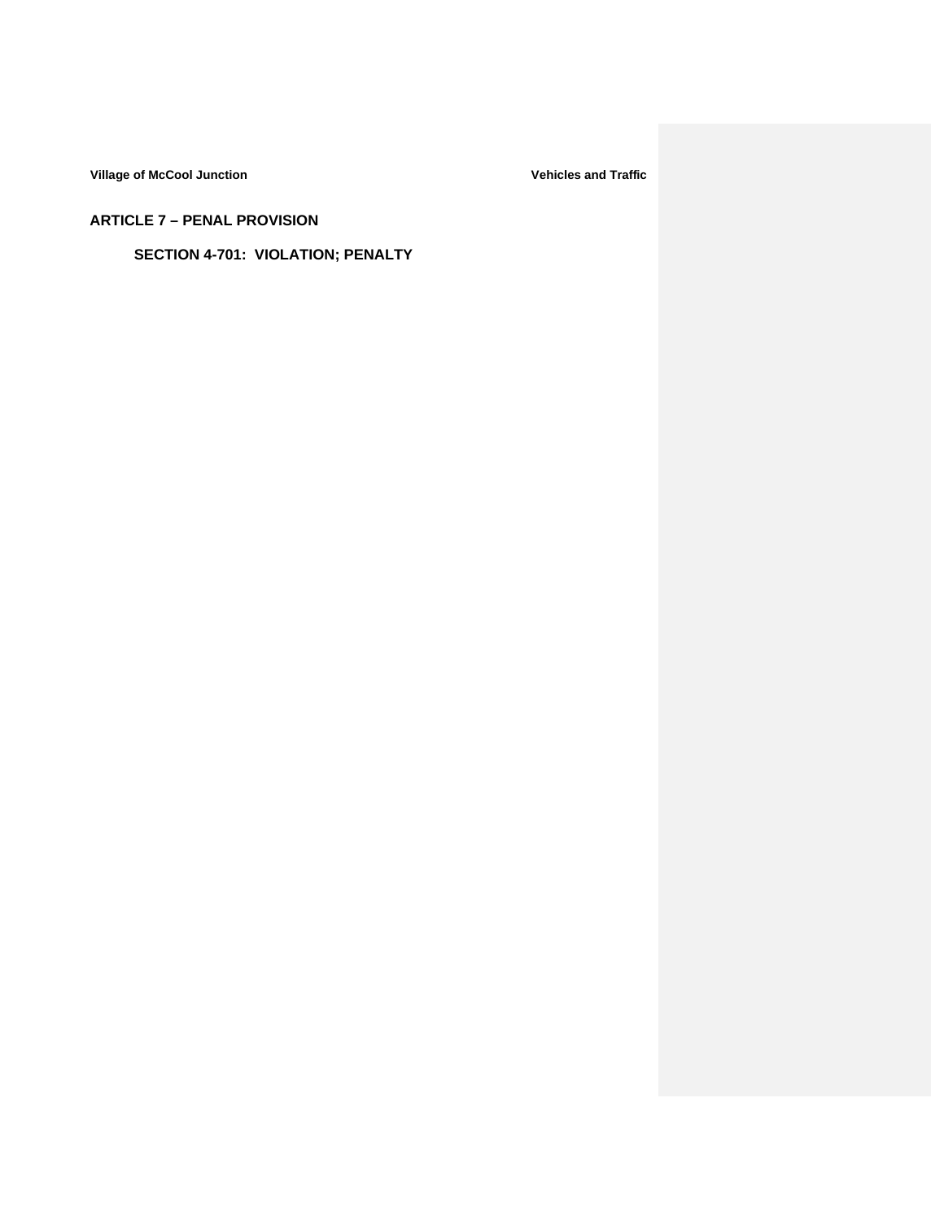## ARTICLE 7 – PENAL PROVISION

### SECTION 4-701: VIOLATION; PENALTY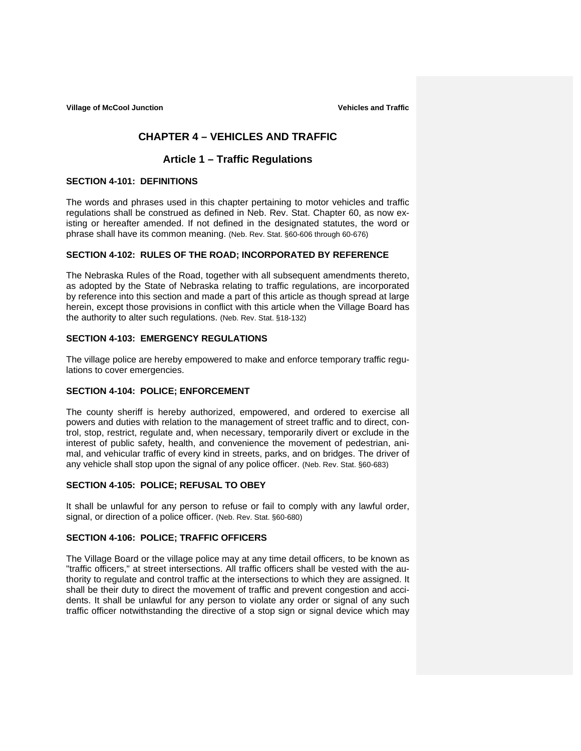# CHAPTER 4 – VEHICLES AND TRAFFIC

## Article 1 – Traffic Regulations

### SECTION 4-101: DEFINITIONS

The words and phrases used in this chapter pertaining to motor vehicles and traffic regulations shall be construed as defined in Neb. Rev. Stat. Chapter 60, as now existing or hereafter amended. If not defined in the designated statutes, the word or phrase shall have its common meaning. (Neb. Rev. Stat. §60-606 through 60-676)

### SECTION 4-102: RULES OF THE ROAD; INCORPORATED BY REFERENCE

The Nebraska Rules of the Road, together with all subsequent amendments thereto, as adopted by the State of Nebraska relating to traffic regulations, are incorporated by reference into this section and made a part of this article as though spread at large herein, except those provisions in conflict with this article when the Village Board has the authority to alter such regulations. (Neb. Rev. Stat. §18-132)

### SECTION 4-103: EMERGENCY REGULATIONS

The village police are hereby empowered to make and enforce temporary traffic regulations to cover emergencies.

### SECTION 4-104: POLICE; ENFORCEMENT

The county sheriff is hereby authorized, empowered, and ordered to exercise all powers and duties with relation to the management of street traffic and to direct, control, stop, restrict, regulate and, when necessary, temporarily divert or exclude in the interest of public safety, health, and convenience the movement of pedestrian, animal, and vehicular traffic of every kind in streets, parks, and on bridges. The driver of any vehicle shall stop upon the signal of any police officer. (Neb. Rev. Stat. §60-683)

### SECTION 4-105: POLICE; REFUSAL TO OBEY

It shall be unlawful for any person to refuse or fail to comply with any lawful order, signal, or direction of a police officer. (Neb. Rev. Stat. §60-680)

### SECTION 4-106: POLICE; TRAFFIC OFFICERS

The Village Board or the village police may at any time detail officers, to be known as "traffic officers," at street intersections. All traffic officers shall be vested with the authority to regulate and control traffic at the intersections to which they are assigned. It shall be their duty to direct the movement of traffic and prevent congestion and accidents. It shall be unlawful for any person to violate any order or signal of any such traffic officer notwithstanding the directive of a stop sign or signal device which may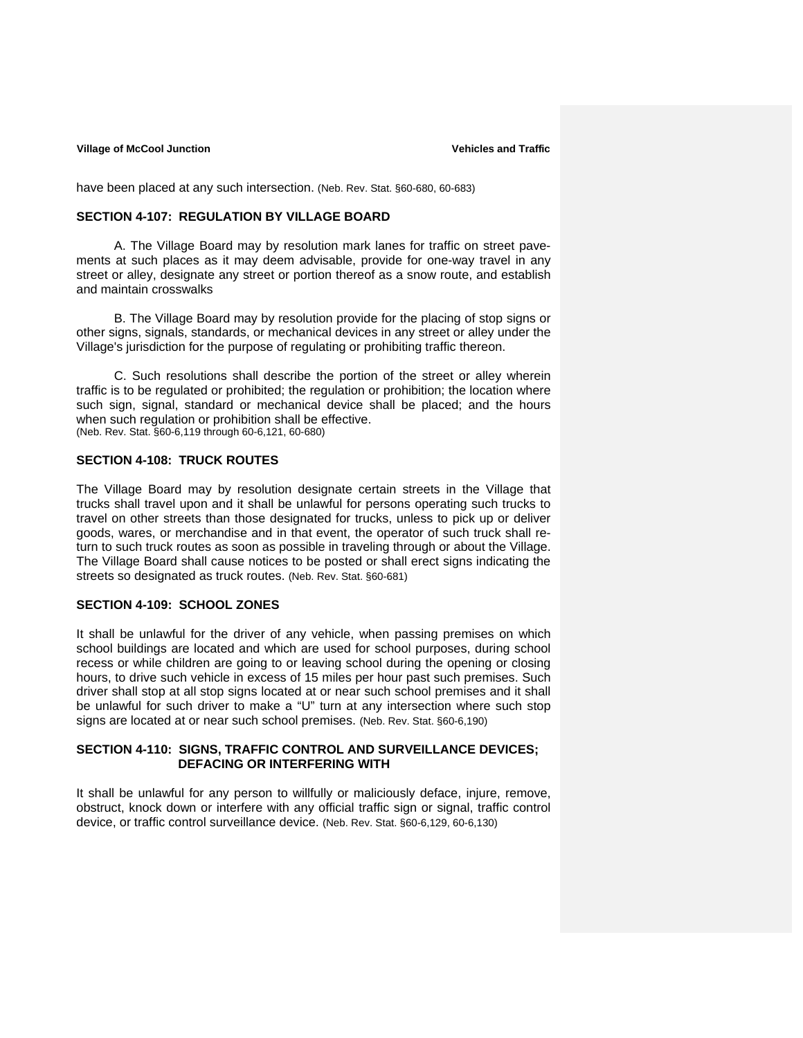have been placed at any such intersection. (Neb. Rev. Stat. §60-680, 60-683)

## SECTION 4-107: REGULATION BY VILLAGE BOARD

A. The Village Board may by resolution mark lanes for traffic on street pavements at such places as it may deem advisable, provide for one-way travel in any street or alley, designate any street or portion thereof as a snow route, and establish and maintain crosswalks

B. The Village Board may by resolution provide for the placing of stop signs or other signs, signals, standards, or mechanical devices in any street or alley under the Village's jurisdiction for the purpose of regulating or prohibiting traffic thereon.

C. Such resolutions shall describe the portion of the street or alley wherein traffic is to be regulated or prohibited; the regulation or prohibition; the location where such sign, signal, standard or mechanical device shall be placed; and the hours when such regulation or prohibition shall be effective.
(Neb. Rev. Stat. §60-6,119 through 60-6,121, 60-680)

## SECTION 4-108: TRUCK ROUTES

The Village Board may by resolution designate certain streets in the Village that trucks shall travel upon and it shall be unlawful for persons operating such trucks to travel on other streets than those designated for trucks, unless to pick up or deliver goods, wares, or merchandise and in that event, the operator of such truck shall return to such truck routes as soon as possible in traveling through or about the Village. The Village Board shall cause notices to be posted or shall erect signs indicating the streets so designated as truck routes. (Neb. Rev. Stat. §60-681)

## SECTION 4-109: SCHOOL ZONES

It shall be unlawful for the driver of any vehicle, when passing premises on which school buildings are located and which are used for school purposes, during school recess or while children are going to or leaving school during the opening or closing hours, to drive such vehicle in excess of 15 miles per hour past such premises. Such driver shall stop at all stop signs located at or near such school premises and it shall be unlawful for such driver to make a "U" turn at any intersection where such stop signs are located at or near such school premises. (Neb. Rev. Stat. §60-6,190)

## SECTION 4-110: SIGNS, TRAFFIC CONTROL AND SURVEILLANCE DEVICES; DEFACING OR INTERFERING WITH

It shall be unlawful for any person to willfully or maliciously deface, injure, remove, obstruct, knock down or interfere with any official traffic sign or signal, traffic control device, or traffic control surveillance device. (Neb. Rev. Stat. §60-6,129, 60-6,130)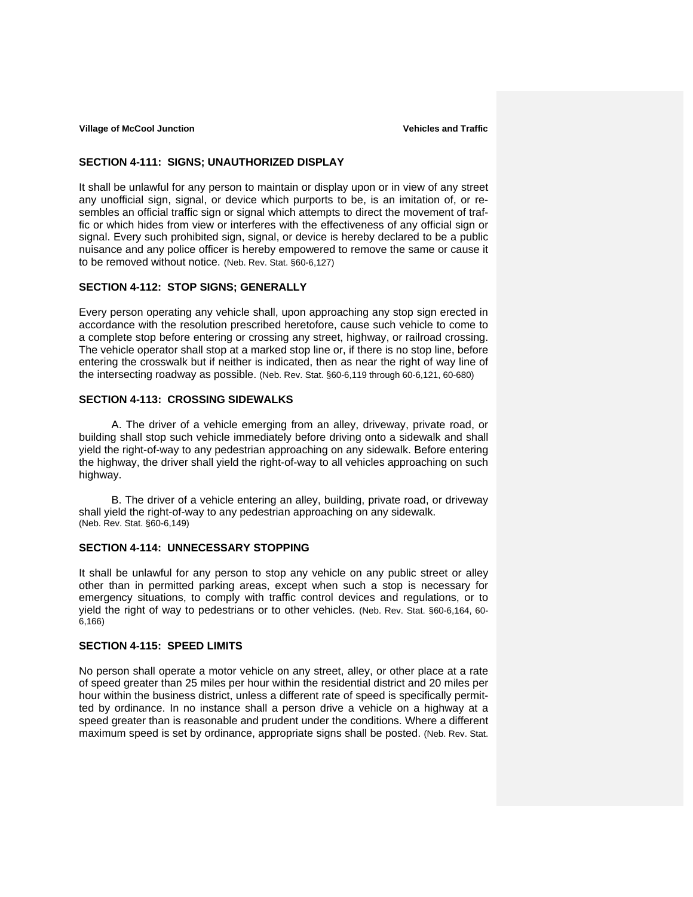## SECTION 4-111: SIGNS; UNAUTHORIZED DISPLAY

It shall be unlawful for any person to maintain or display upon or in view of any street any unofficial sign, signal, or device which purports to be, is an imitation of, or resembles an official traffic sign or signal which attempts to direct the movement of traffic or which hides from view or interferes with the effectiveness of any official sign or signal. Every such prohibited sign, signal, or device is hereby declared to be a public nuisance and any police officer is hereby empowered to remove the same or cause it to be removed without notice. (Neb. Rev. Stat. §60-6,127)

## SECTION 4-112: STOP SIGNS; GENERALLY

Every person operating any vehicle shall, upon approaching any stop sign erected in accordance with the resolution prescribed heretofore, cause such vehicle to come to a complete stop before entering or crossing any street, highway, or railroad crossing. The vehicle operator shall stop at a marked stop line or, if there is no stop line, before entering the crosswalk but if neither is indicated, then as near the right of way line of the intersecting roadway as possible. (Neb. Rev. Stat. §60-6,119 through 60-6,121, 60-680)

## SECTION 4-113: CROSSING SIDEWALKS

A. The driver of a vehicle emerging from an alley, driveway, private road, or building shall stop such vehicle immediately before driving onto a sidewalk and shall yield the right-of-way to any pedestrian approaching on any sidewalk. Before entering the highway, the driver shall yield the right-of-way to all vehicles approaching on such highway.

B. The driver of a vehicle entering an alley, building, private road, or driveway shall yield the right-of-way to any pedestrian approaching on any sidewalk.
(Neb. Rev. Stat. §60-6,149)

## SECTION 4-114: UNNECESSARY STOPPING

It shall be unlawful for any person to stop any vehicle on any public street or alley other than in permitted parking areas, except when such a stop is necessary for emergency situations, to comply with traffic control devices and regulations, or to yield the right of way to pedestrians or to other vehicles. (Neb. Rev. Stat. §60-6,164, 60-6,166)

## SECTION 4-115: SPEED LIMITS

No person shall operate a motor vehicle on any street, alley, or other place at a rate of speed greater than 25 miles per hour within the residential district and 20 miles per hour within the business district, unless a different rate of speed is specifically permitted by ordinance. In no instance shall a person drive a vehicle on a highway at a speed greater than is reasonable and prudent under the conditions. Where a different maximum speed is set by ordinance, appropriate signs shall be posted. (Neb. Rev. Stat.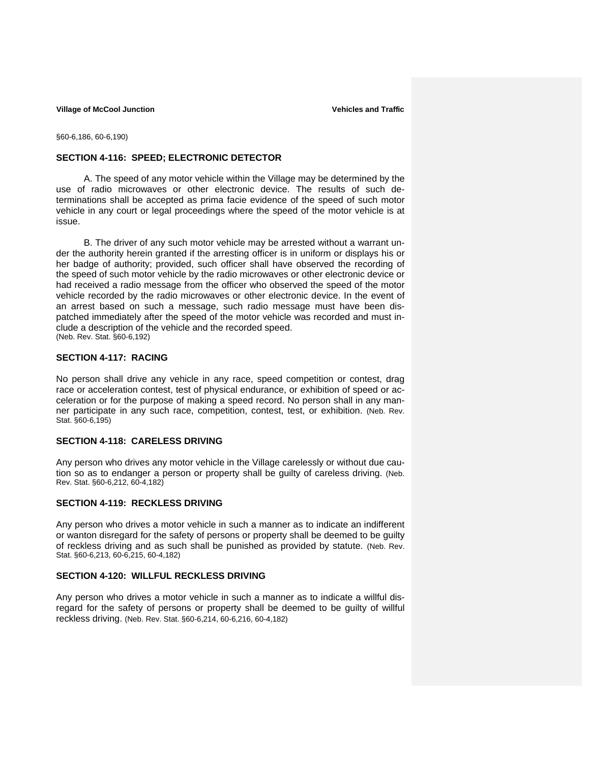§60-6,186, 60-6,190)

## SECTION 4-116: SPEED; ELECTRONIC DETECTOR

A. The speed of any motor vehicle within the Village may be determined by the use of radio microwaves or other electronic device. The results of such determinations shall be accepted as prima facie evidence of the speed of such motor vehicle in any court or legal proceedings where the speed of the motor vehicle is at issue.

B. The driver of any such motor vehicle may be arrested without a warrant under the authority herein granted if the arresting officer is in uniform or displays his or her badge of authority; provided, such officer shall have observed the recording of the speed of such motor vehicle by the radio microwaves or other electronic device or had received a radio message from the officer who observed the speed of the motor vehicle recorded by the radio microwaves or other electronic device. In the event of an arrest based on such a message, such radio message must have been dispatched immediately after the speed of the motor vehicle was recorded and must include a description of the vehicle and the recorded speed.
(Neb. Rev. Stat. §60-6,192)

## SECTION 4-117: RACING

No person shall drive any vehicle in any race, speed competition or contest, drag race or acceleration contest, test of physical endurance, or exhibition of speed or acceleration or for the purpose of making a speed record. No person shall in any manner participate in any such race, competition, contest, test, or exhibition. (Neb. Rev. Stat. §60-6,195)

## SECTION 4-118: CARELESS DRIVING

Any person who drives any motor vehicle in the Village carelessly or without due caution so as to endanger a person or property shall be guilty of careless driving. (Neb. Rev. Stat. §60-6,212, 60-4,182)

## SECTION 4-119: RECKLESS DRIVING

Any person who drives a motor vehicle in such a manner as to indicate an indifferent or wanton disregard for the safety of persons or property shall be deemed to be guilty of reckless driving and as such shall be punished as provided by statute. (Neb. Rev. Stat. §60-6,213, 60-6,215, 60-4,182)

## SECTION 4-120: WILLFUL RECKLESS DRIVING

Any person who drives a motor vehicle in such a manner as to indicate a willful disregard for the safety of persons or property shall be deemed to be guilty of willful reckless driving. (Neb. Rev. Stat. §60-6,214, 60-6,216, 60-4,182)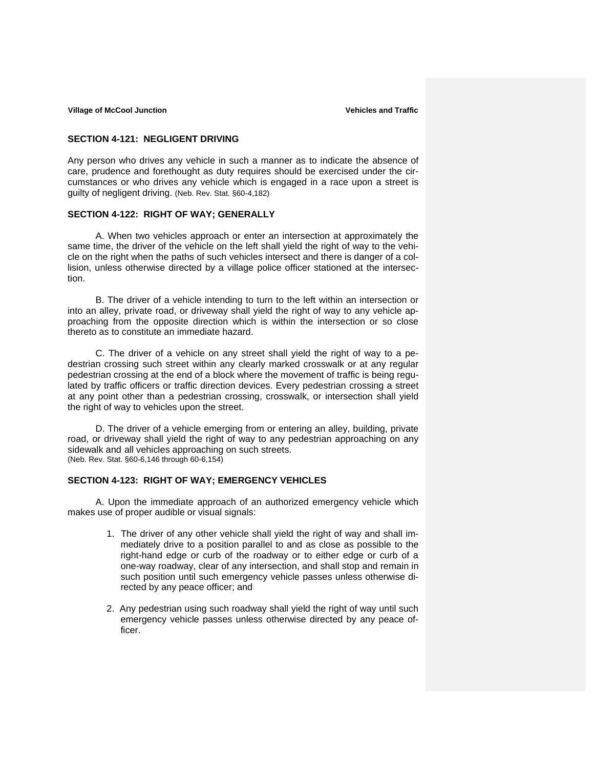## SECTION 4-121: NEGLIGENT DRIVING

Any person who drives any vehicle in such a manner as to indicate the absence of care, prudence and forethought as duty requires should be exercised under the circumstances or who drives any vehicle which is engaged in a race upon a street is guilty of negligent driving. (Neb. Rev. Stat. §60-4,182)

## SECTION 4-122: RIGHT OF WAY; GENERALLY

A. When two vehicles approach or enter an intersection at approximately the same time, the driver of the vehicle on the left shall yield the right of way to the vehicle on the right when the paths of such vehicles intersect and there is danger of a collision, unless otherwise directed by a village police officer stationed at the intersection.

B. The driver of a vehicle intending to turn to the left within an intersection or into an alley, private road, or driveway shall yield the right of way to any vehicle approaching from the opposite direction which is within the intersection or so close thereto as to constitute an immediate hazard.

C. The driver of a vehicle on any street shall yield the right of way to a pedestrian crossing such street within any clearly marked crosswalk or at any regular pedestrian crossing at the end of a block where the movement of traffic is being regulated by traffic officers or traffic direction devices. Every pedestrian crossing a street at any point other than a pedestrian crossing, crosswalk, or intersection shall yield the right of way to vehicles upon the street.

D. The driver of a vehicle emerging from or entering an alley, building, private road, or driveway shall yield the right of way to any pedestrian approaching on any sidewalk and all vehicles approaching on such streets.
(Neb. Rev. Stat. §60-6,146 through 60-6,154)

## SECTION 4-123: RIGHT OF WAY; EMERGENCY VEHICLES

A. Upon the immediate approach of an authorized emergency vehicle which makes use of proper audible or visual signals:

1. The driver of any other vehicle shall yield the right of way and shall immediately drive to a position parallel to and as close as possible to the right-hand edge or curb of the roadway or to either edge or curb of a one-way roadway, clear of any intersection, and shall stop and remain in such position until such emergency vehicle passes unless otherwise directed by any peace officer; and

2. Any pedestrian using such roadway shall yield the right of way until such emergency vehicle passes unless otherwise directed by any peace officer.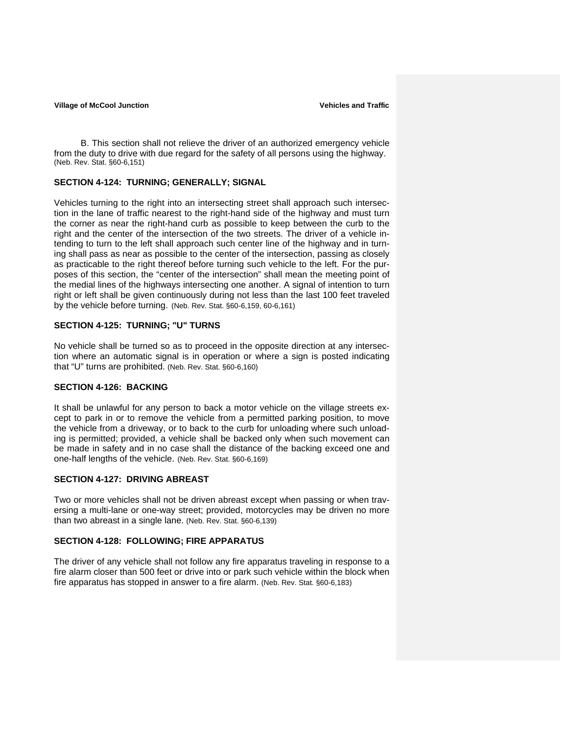B. This section shall not relieve the driver of an authorized emergency vehicle from the duty to drive with due regard for the safety of all persons using the highway. (Neb. Rev. Stat. §60-6,151)

### SECTION 4-124: TURNING; GENERALLY; SIGNAL

Vehicles turning to the right into an intersecting street shall approach such intersection in the lane of traffic nearest to the right-hand side of the highway and must turn the corner as near the right-hand curb as possible to keep between the curb to the right and the center of the intersection of the two streets. The driver of a vehicle intending to turn to the left shall approach such center line of the highway and in turning shall pass as near as possible to the center of the intersection, passing as closely as practicable to the right thereof before turning such vehicle to the left. For the purposes of this section, the "center of the intersection" shall mean the meeting point of the medial lines of the highways intersecting one another. A signal of intention to turn right or left shall be given continuously during not less than the last 100 feet traveled by the vehicle before turning. (Neb. Rev. Stat. §60-6,159, 60-6,161)

### SECTION 4-125: TURNING; "U" TURNS

No vehicle shall be turned so as to proceed in the opposite direction at any intersection where an automatic signal is in operation or where a sign is posted indicating that "U" turns are prohibited. (Neb. Rev. Stat. §60-6,160)

### SECTION 4-126: BACKING

It shall be unlawful for any person to back a motor vehicle on the village streets except to park in or to remove the vehicle from a permitted parking position, to move the vehicle from a driveway, or to back to the curb for unloading where such unloading is permitted; provided, a vehicle shall be backed only when such movement can be made in safety and in no case shall the distance of the backing exceed one and one-half lengths of the vehicle. (Neb. Rev. Stat. §60-6,169)

### SECTION 4-127: DRIVING ABREAST

Two or more vehicles shall not be driven abreast except when passing or when traversing a multi-lane or one-way street; provided, motorcycles may be driven no more than two abreast in a single lane. (Neb. Rev. Stat. §60-6,139)

### SECTION 4-128: FOLLOWING; FIRE APPARATUS

The driver of any vehicle shall not follow any fire apparatus traveling in response to a fire alarm closer than 500 feet or drive into or park such vehicle within the block when fire apparatus has stopped in answer to a fire alarm. (Neb. Rev. Stat. §60-6,183)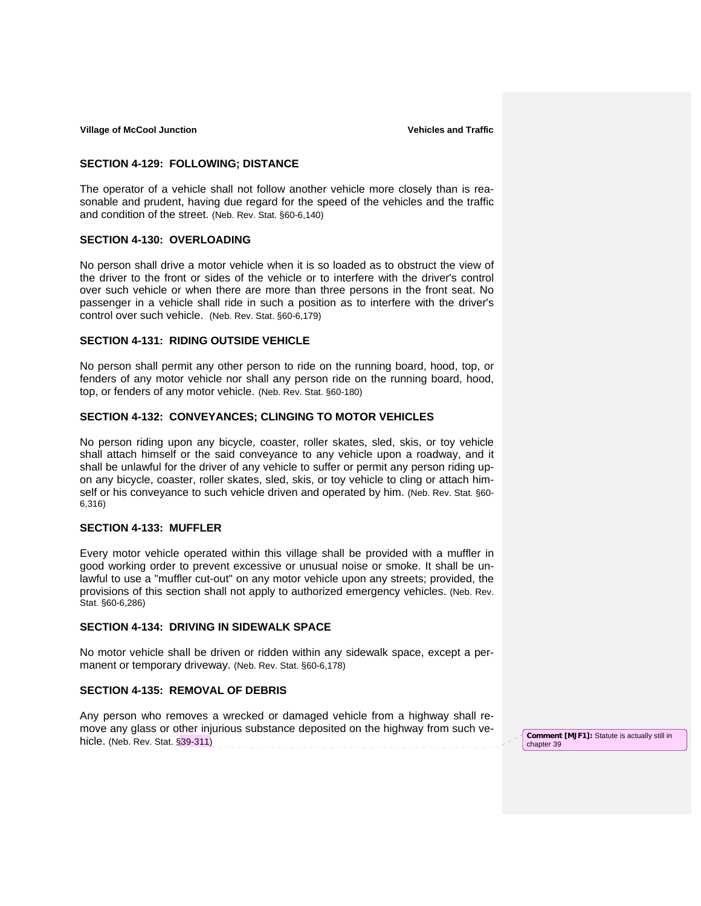## SECTION 4-129: FOLLOWING; DISTANCE

The operator of a vehicle shall not follow another vehicle more closely than is reasonable and prudent, having due regard for the speed of the vehicles and the traffic and condition of the street. (Neb. Rev. Stat. §60-6,140)

## SECTION 4-130: OVERLOADING

No person shall drive a motor vehicle when it is so loaded as to obstruct the view of the driver to the front or sides of the vehicle or to interfere with the driver's control over such vehicle or when there are more than three persons in the front seat. No passenger in a vehicle shall ride in such a position as to interfere with the driver's control over such vehicle. (Neb. Rev. Stat. §60-6,179)

## SECTION 4-131: RIDING OUTSIDE VEHICLE

No person shall permit any other person to ride on the running board, hood, top, or fenders of any motor vehicle nor shall any person ride on the running board, hood, top, or fenders of any motor vehicle. (Neb. Rev. Stat. §60-180)

## SECTION 4-132: CONVEYANCES; CLINGING TO MOTOR VEHICLES

No person riding upon any bicycle, coaster, roller skates, sled, skis, or toy vehicle shall attach himself or the said conveyance to any vehicle upon a roadway, and it shall be unlawful for the driver of any vehicle to suffer or permit any person riding upon any bicycle, coaster, roller skates, sled, skis, or toy vehicle to cling or attach himself or his conveyance to such vehicle driven and operated by him. (Neb. Rev. Stat. §60-6,316)

## SECTION 4-133: MUFFLER

Every motor vehicle operated within this village shall be provided with a muffler in good working order to prevent excessive or unusual noise or smoke. It shall be unlawful to use a "muffler cut-out" on any motor vehicle upon any streets; provided, the provisions of this section shall not apply to authorized emergency vehicles. (Neb. Rev. Stat. §60-6,286)

## SECTION 4-134: DRIVING IN SIDEWALK SPACE

No motor vehicle shall be driven or ridden within any sidewalk space, except a permanent or temporary driveway. (Neb. Rev. Stat. §60-6,178)

## SECTION 4-135: REMOVAL OF DEBRIS

Any person who removes a wrecked or damaged vehicle from a highway shall remove any glass or other injurious substance deposited on the highway from such vehicle. (Neb. Rev. Stat. §39-311)

**Comment [MJF1]:** Statute is actually still in chapter 39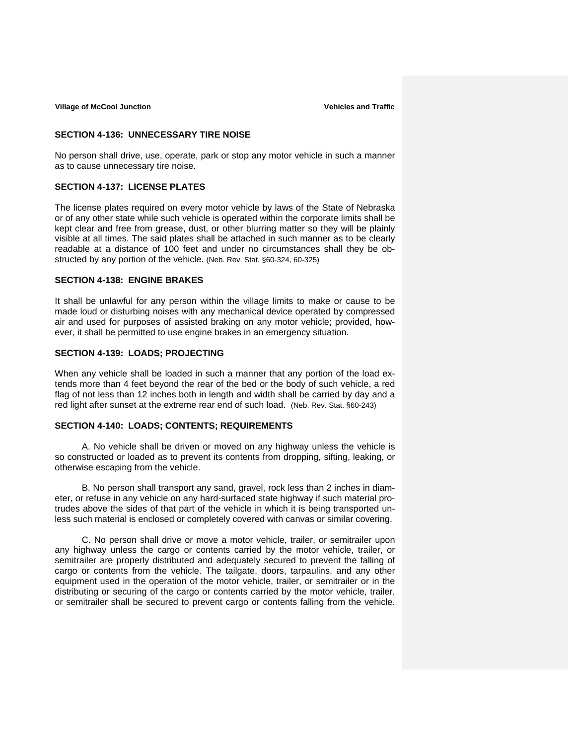## SECTION 4-136: UNNECESSARY TIRE NOISE

No person shall drive, use, operate, park or stop any motor vehicle in such a manner as to cause unnecessary tire noise.

## SECTION 4-137: LICENSE PLATES

The license plates required on every motor vehicle by laws of the State of Nebraska or of any other state while such vehicle is operated within the corporate limits shall be kept clear and free from grease, dust, or other blurring matter so they will be plainly visible at all times. The said plates shall be attached in such manner as to be clearly readable at a distance of 100 feet and under no circumstances shall they be obstructed by any portion of the vehicle. (Neb. Rev. Stat. §60-324, 60-325)

## SECTION 4-138: ENGINE BRAKES

It shall be unlawful for any person within the village limits to make or cause to be made loud or disturbing noises with any mechanical device operated by compressed air and used for purposes of assisted braking on any motor vehicle; provided, however, it shall be permitted to use engine brakes in an emergency situation.

## SECTION 4-139: LOADS; PROJECTING

When any vehicle shall be loaded in such a manner that any portion of the load extends more than 4 feet beyond the rear of the bed or the body of such vehicle, a red flag of not less than 12 inches both in length and width shall be carried by day and a red light after sunset at the extreme rear end of such load. (Neb. Rev. Stat. §60-243)

## SECTION 4-140: LOADS; CONTENTS; REQUIREMENTS

A. No vehicle shall be driven or moved on any highway unless the vehicle is so constructed or loaded as to prevent its contents from dropping, sifting, leaking, or otherwise escaping from the vehicle.

B. No person shall transport any sand, gravel, rock less than 2 inches in diameter, or refuse in any vehicle on any hard-surfaced state highway if such material protrudes above the sides of that part of the vehicle in which it is being transported unless such material is enclosed or completely covered with canvas or similar covering.

C. No person shall drive or move a motor vehicle, trailer, or semitrailer upon any highway unless the cargo or contents carried by the motor vehicle, trailer, or semitrailer are properly distributed and adequately secured to prevent the falling of cargo or contents from the vehicle. The tailgate, doors, tarpaulins, and any other equipment used in the operation of the motor vehicle, trailer, or semitrailer or in the distributing or securing of the cargo or contents carried by the motor vehicle, trailer, or semitrailer shall be secured to prevent cargo or contents falling from the vehicle.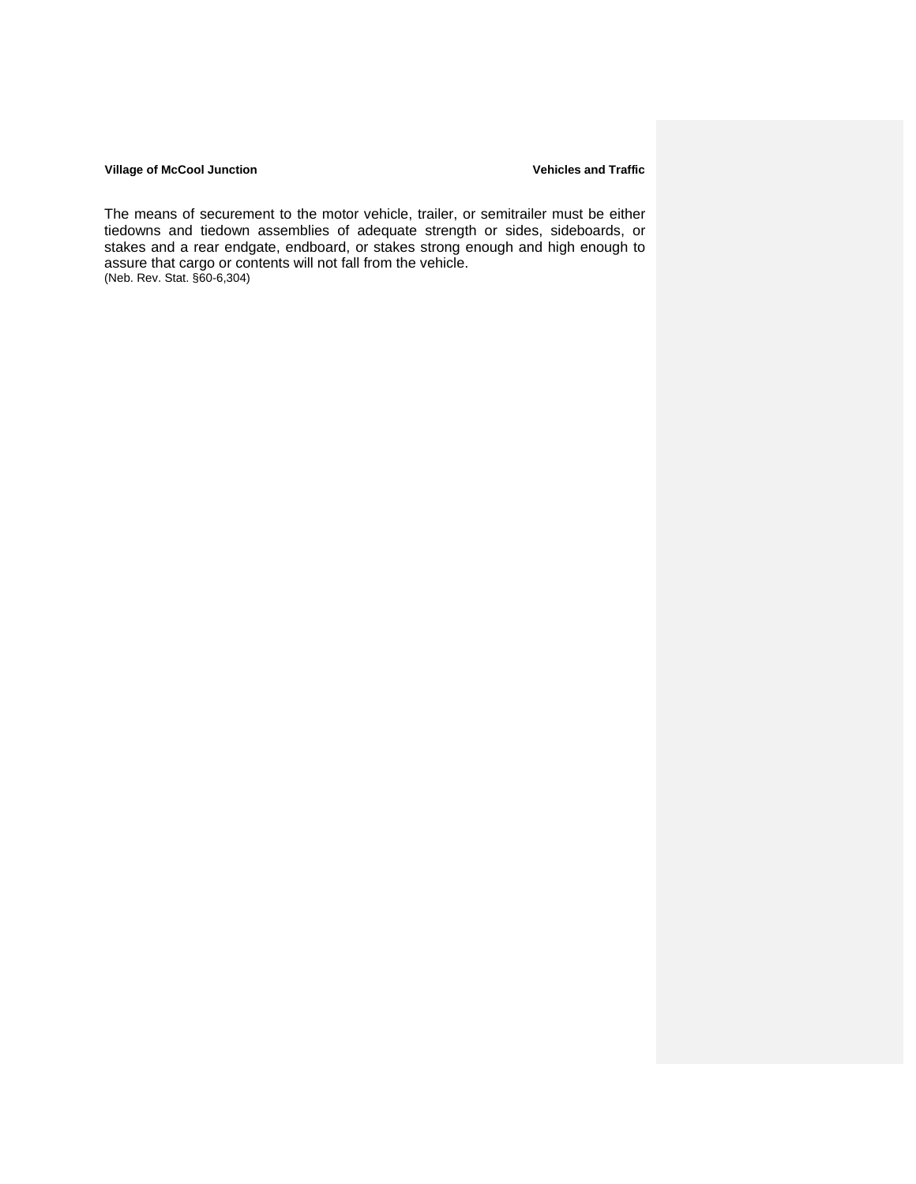The means of securement to the motor vehicle, trailer, or semitrailer must be either tiedowns and tiedown assemblies of adequate strength or sides, sideboards, or stakes and a rear endgate, endboard, or stakes strong enough and high enough to assure that cargo or contents will not fall from the vehicle.
(Neb. Rev. Stat. §60-6,304)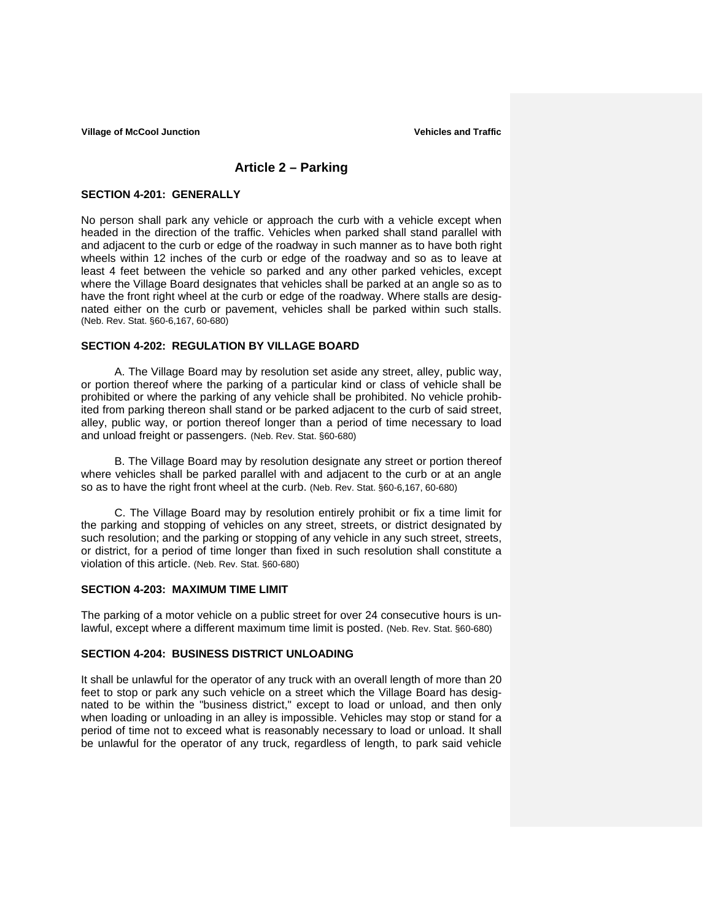# Article 2 – Parking

## SECTION 4-201: GENERALLY

No person shall park any vehicle or approach the curb with a vehicle except when headed in the direction of the traffic. Vehicles when parked shall stand parallel with and adjacent to the curb or edge of the roadway in such manner as to have both right wheels within 12 inches of the curb or edge of the roadway and so as to leave at least 4 feet between the vehicle so parked and any other parked vehicles, except where the Village Board designates that vehicles shall be parked at an angle so as to have the front right wheel at the curb or edge of the roadway. Where stalls are designated either on the curb or pavement, vehicles shall be parked within such stalls. (Neb. Rev. Stat. §60-6,167, 60-680)

## SECTION 4-202: REGULATION BY VILLAGE BOARD

A. The Village Board may by resolution set aside any street, alley, public way, or portion thereof where the parking of a particular kind or class of vehicle shall be prohibited or where the parking of any vehicle shall be prohibited. No vehicle prohibited from parking thereon shall stand or be parked adjacent to the curb of said street, alley, public way, or portion thereof longer than a period of time necessary to load and unload freight or passengers. (Neb. Rev. Stat. §60-680)

B. The Village Board may by resolution designate any street or portion thereof where vehicles shall be parked parallel with and adjacent to the curb or at an angle so as to have the right front wheel at the curb. (Neb. Rev. Stat. §60-6,167, 60-680)

C. The Village Board may by resolution entirely prohibit or fix a time limit for the parking and stopping of vehicles on any street, streets, or district designated by such resolution; and the parking or stopping of any vehicle in any such street, streets, or district, for a period of time longer than fixed in such resolution shall constitute a violation of this article. (Neb. Rev. Stat. §60-680)

## SECTION 4-203: MAXIMUM TIME LIMIT

The parking of a motor vehicle on a public street for over 24 consecutive hours is unlawful, except where a different maximum time limit is posted. (Neb. Rev. Stat. §60-680)

## SECTION 4-204: BUSINESS DISTRICT UNLOADING

It shall be unlawful for the operator of any truck with an overall length of more than 20 feet to stop or park any such vehicle on a street which the Village Board has designated to be within the "business district," except to load or unload, and then only when loading or unloading in an alley is impossible. Vehicles may stop or stand for a period of time not to exceed what is reasonably necessary to load or unload. It shall be unlawful for the operator of any truck, regardless of length, to park said vehicle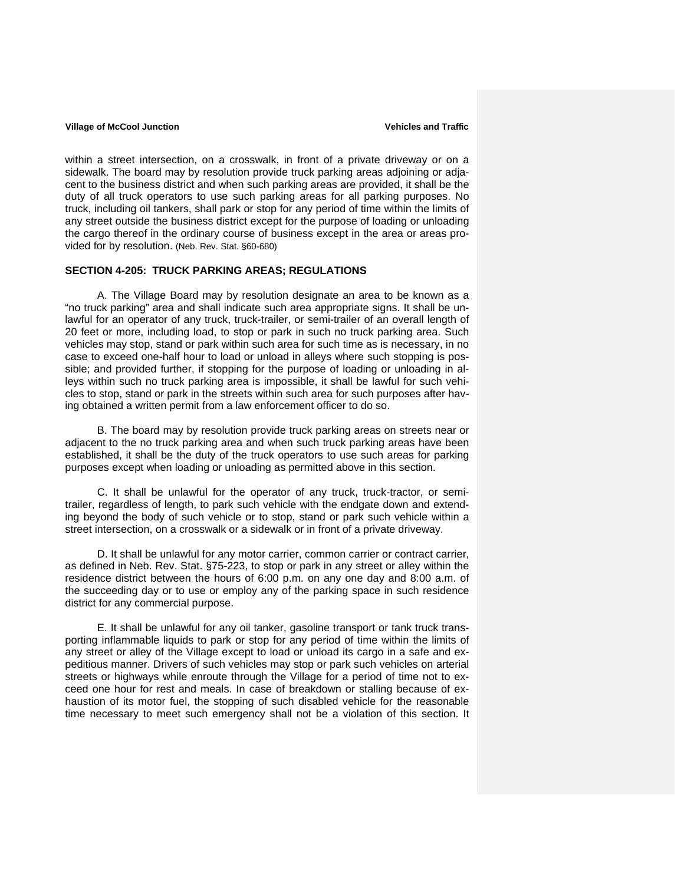within a street intersection, on a crosswalk, in front of a private driveway or on a sidewalk. The board may by resolution provide truck parking areas adjoining or adjacent to the business district and when such parking areas are provided, it shall be the duty of all truck operators to use such parking areas for all parking purposes. No truck, including oil tankers, shall park or stop for any period of time within the limits of any street outside the business district except for the purpose of loading or unloading the cargo thereof in the ordinary course of business except in the area or areas provided for by resolution. (Neb. Rev. Stat. §60-680)

### SECTION 4-205: TRUCK PARKING AREAS; REGULATIONS

A. The Village Board may by resolution designate an area to be known as a "no truck parking" area and shall indicate such area appropriate signs. It shall be unlawful for an operator of any truck, truck-trailer, or semi-trailer of an overall length of 20 feet or more, including load, to stop or park in such no truck parking area. Such vehicles may stop, stand or park within such area for such time as is necessary, in no case to exceed one-half hour to load or unload in alleys where such stopping is possible; and provided further, if stopping for the purpose of loading or unloading in alleys within such no truck parking area is impossible, it shall be lawful for such vehicles to stop, stand or park in the streets within such area for such purposes after having obtained a written permit from a law enforcement officer to do so.

B. The board may by resolution provide truck parking areas on streets near or adjacent to the no truck parking area and when such truck parking areas have been established, it shall be the duty of the truck operators to use such areas for parking purposes except when loading or unloading as permitted above in this section.

C. It shall be unlawful for the operator of any truck, truck-tractor, or semi-trailer, regardless of length, to park such vehicle with the endgate down and extending beyond the body of such vehicle or to stop, stand or park such vehicle within a street intersection, on a crosswalk or a sidewalk or in front of a private driveway.

D. It shall be unlawful for any motor carrier, common carrier or contract carrier, as defined in Neb. Rev. Stat. §75-223, to stop or park in any street or alley within the residence district between the hours of 6:00 p.m. on any one day and 8:00 a.m. of the succeeding day or to use or employ any of the parking space in such residence district for any commercial purpose.

E. It shall be unlawful for any oil tanker, gasoline transport or tank truck transporting inflammable liquids to park or stop for any period of time within the limits of any street or alley of the Village except to load or unload its cargo in a safe and expeditious manner. Drivers of such vehicles may stop or park such vehicles on arterial streets or highways while enroute through the Village for a period of time not to exceed one hour for rest and meals. In case of breakdown or stalling because of exhaustion of its motor fuel, the stopping of such disabled vehicle for the reasonable time necessary to meet such emergency shall not be a violation of this section. It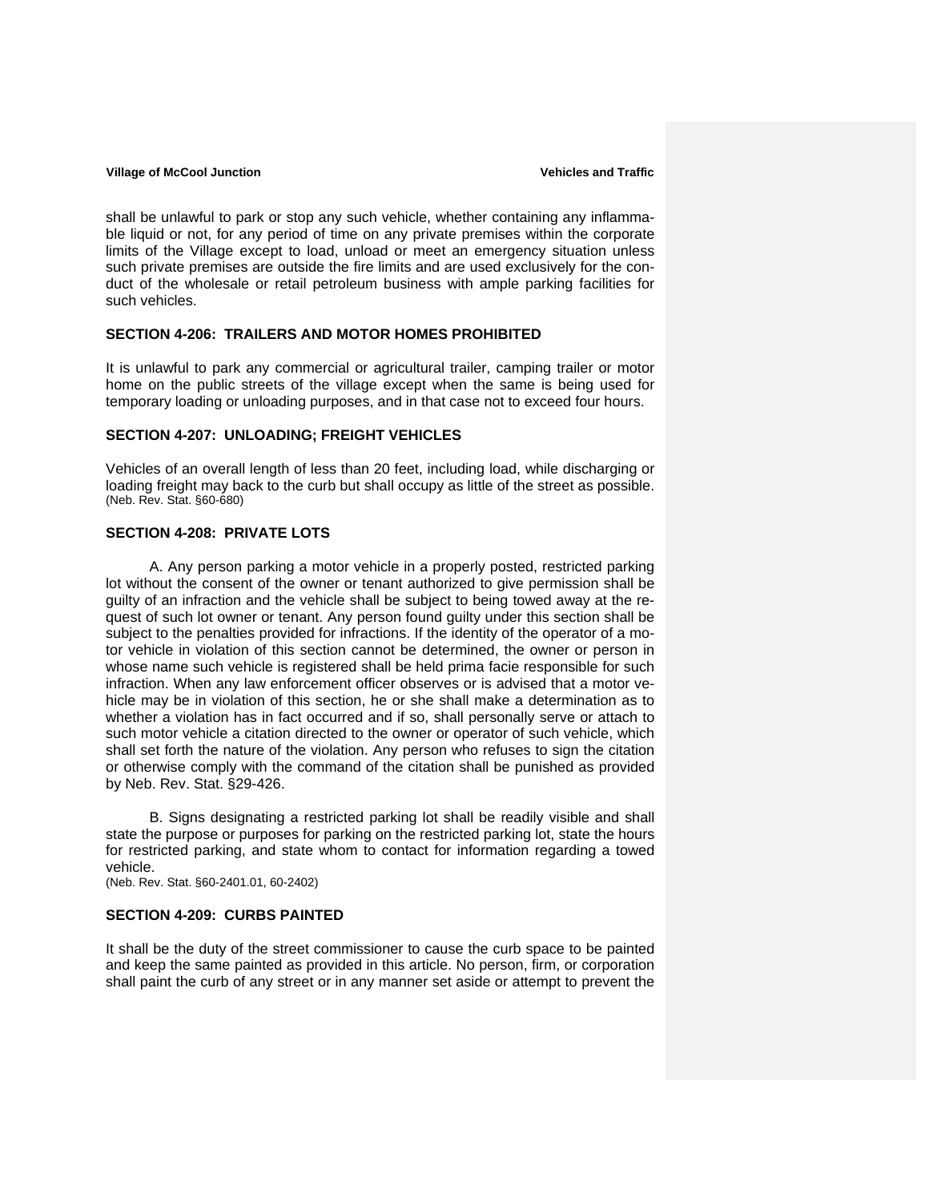shall be unlawful to park or stop any such vehicle, whether containing any inflammable liquid or not, for any period of time on any private premises within the corporate limits of the Village except to load, unload or meet an emergency situation unless such private premises are outside the fire limits and are used exclusively for the conduct of the wholesale or retail petroleum business with ample parking facilities for such vehicles.

**SECTION 4-206: TRAILERS AND MOTOR HOMES PROHIBITED**

It is unlawful to park any commercial or agricultural trailer, camping trailer or motor home on the public streets of the village except when the same is being used for temporary loading or unloading purposes, and in that case not to exceed four hours.

**SECTION 4-207: UNLOADING; FREIGHT VEHICLES**

Vehicles of an overall length of less than 20 feet, including load, while discharging or loading freight may back to the curb but shall occupy as little of the street as possible. (Neb. Rev. Stat. §60-680)

**SECTION 4-208: PRIVATE LOTS**

A. Any person parking a motor vehicle in a properly posted, restricted parking lot without the consent of the owner or tenant authorized to give permission shall be guilty of an infraction and the vehicle shall be subject to being towed away at the request of such lot owner or tenant. Any person found guilty under this section shall be subject to the penalties provided for infractions. If the identity of the operator of a motor vehicle in violation of this section cannot be determined, the owner or person in whose name such vehicle is registered shall be held prima facie responsible for such infraction. When any law enforcement officer observes or is advised that a motor vehicle may be in violation of this section, he or she shall make a determination as to whether a violation has in fact occurred and if so, shall personally serve or attach to such motor vehicle a citation directed to the owner or operator of such vehicle, which shall set forth the nature of the violation. Any person who refuses to sign the citation or otherwise comply with the command of the citation shall be punished as provided by Neb. Rev. Stat. §29-426.

B. Signs designating a restricted parking lot shall be readily visible and shall state the purpose or purposes for parking on the restricted parking lot, state the hours for restricted parking, and state whom to contact for information regarding a towed vehicle.
(Neb. Rev. Stat. §60-2401.01, 60-2402)

**SECTION 4-209: CURBS PAINTED**

It shall be the duty of the street commissioner to cause the curb space to be painted and keep the same painted as provided in this article. No person, firm, or corporation shall paint the curb of any street or in any manner set aside or attempt to prevent the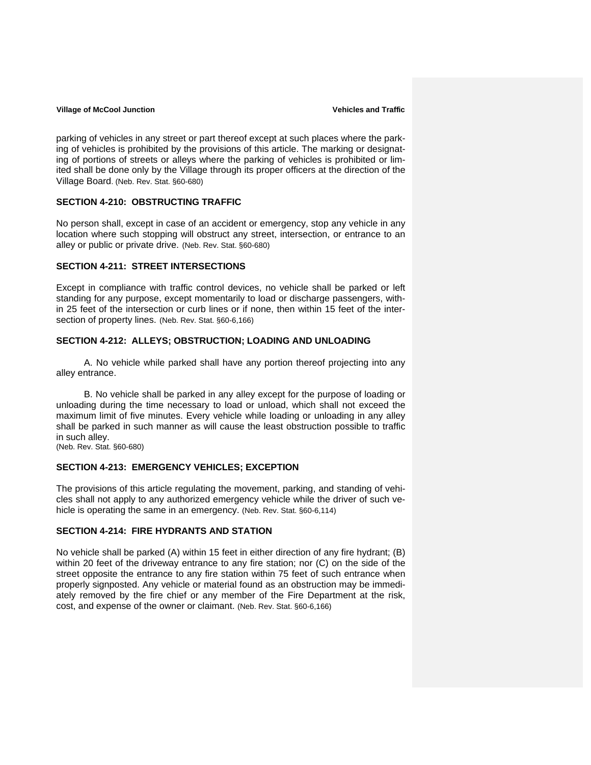parking of vehicles in any street or part thereof except at such places where the parking of vehicles is prohibited by the provisions of this article. The marking or designating of portions of streets or alleys where the parking of vehicles is prohibited or limited shall be done only by the Village through its proper officers at the direction of the Village Board. (Neb. Rev. Stat. §60-680)

### SECTION 4-210: OBSTRUCTING TRAFFIC

No person shall, except in case of an accident or emergency, stop any vehicle in any location where such stopping will obstruct any street, intersection, or entrance to an alley or public or private drive. (Neb. Rev. Stat. §60-680)

### SECTION 4-211: STREET INTERSECTIONS

Except in compliance with traffic control devices, no vehicle shall be parked or left standing for any purpose, except momentarily to load or discharge passengers, within 25 feet of the intersection or curb lines or if none, then within 15 feet of the intersection of property lines. (Neb. Rev. Stat. §60-6,166)

### SECTION 4-212: ALLEYS; OBSTRUCTION; LOADING AND UNLOADING

A. No vehicle while parked shall have any portion thereof projecting into any alley entrance.

B. No vehicle shall be parked in any alley except for the purpose of loading or unloading during the time necessary to load or unload, which shall not exceed the maximum limit of five minutes. Every vehicle while loading or unloading in any alley shall be parked in such manner as will cause the least obstruction possible to traffic in such alley.
(Neb. Rev. Stat. §60-680)

### SECTION 4-213: EMERGENCY VEHICLES; EXCEPTION

The provisions of this article regulating the movement, parking, and standing of vehicles shall not apply to any authorized emergency vehicle while the driver of such vehicle is operating the same in an emergency. (Neb. Rev. Stat. §60-6,114)

### SECTION 4-214: FIRE HYDRANTS AND STATION

No vehicle shall be parked (A) within 15 feet in either direction of any fire hydrant; (B) within 20 feet of the driveway entrance to any fire station; nor (C) on the side of the street opposite the entrance to any fire station within 75 feet of such entrance when properly signposted. Any vehicle or material found as an obstruction may be immediately removed by the fire chief or any member of the Fire Department at the risk, cost, and expense of the owner or claimant. (Neb. Rev. Stat. §60-6,166)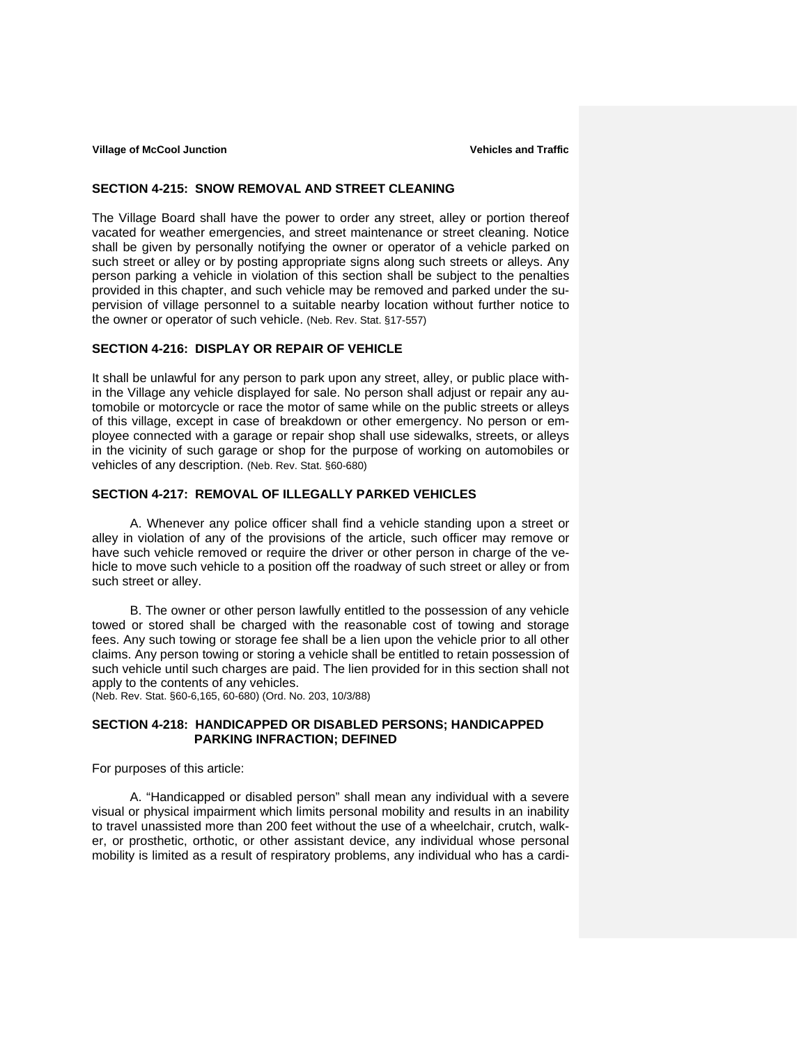## SECTION 4-215: SNOW REMOVAL AND STREET CLEANING

The Village Board shall have the power to order any street, alley or portion thereof vacated for weather emergencies, and street maintenance or street cleaning. Notice shall be given by personally notifying the owner or operator of a vehicle parked on such street or alley or by posting appropriate signs along such streets or alleys. Any person parking a vehicle in violation of this section shall be subject to the penalties provided in this chapter, and such vehicle may be removed and parked under the supervision of village personnel to a suitable nearby location without further notice to the owner or operator of such vehicle. (Neb. Rev. Stat. §17-557)

## SECTION 4-216: DISPLAY OR REPAIR OF VEHICLE

It shall be unlawful for any person to park upon any street, alley, or public place within the Village any vehicle displayed for sale. No person shall adjust or repair any automobile or motorcycle or race the motor of same while on the public streets or alleys of this village, except in case of breakdown or other emergency. No person or employee connected with a garage or repair shop shall use sidewalks, streets, or alleys in the vicinity of such garage or shop for the purpose of working on automobiles or vehicles of any description. (Neb. Rev. Stat. §60-680)

## SECTION 4-217: REMOVAL OF ILLEGALLY PARKED VEHICLES

A. Whenever any police officer shall find a vehicle standing upon a street or alley in violation of any of the provisions of the article, such officer may remove or have such vehicle removed or require the driver or other person in charge of the vehicle to move such vehicle to a position off the roadway of such street or alley or from such street or alley.

B. The owner or other person lawfully entitled to the possession of any vehicle towed or stored shall be charged with the reasonable cost of towing and storage fees. Any such towing or storage fee shall be a lien upon the vehicle prior to all other claims. Any person towing or storing a vehicle shall be entitled to retain possession of such vehicle until such charges are paid. The lien provided for in this section shall not apply to the contents of any vehicles.
(Neb. Rev. Stat. §60-6,165, 60-680) (Ord. No. 203, 10/3/88)

## SECTION 4-218: HANDICAPPED OR DISABLED PERSONS; HANDICAPPED PARKING INFRACTION; DEFINED

For purposes of this article:

A. "Handicapped or disabled person" shall mean any individual with a severe visual or physical impairment which limits personal mobility and results in an inability to travel unassisted more than 200 feet without the use of a wheelchair, crutch, walker, or prosthetic, orthotic, or other assistant device, any individual whose personal mobility is limited as a result of respiratory problems, any individual who has a cardi-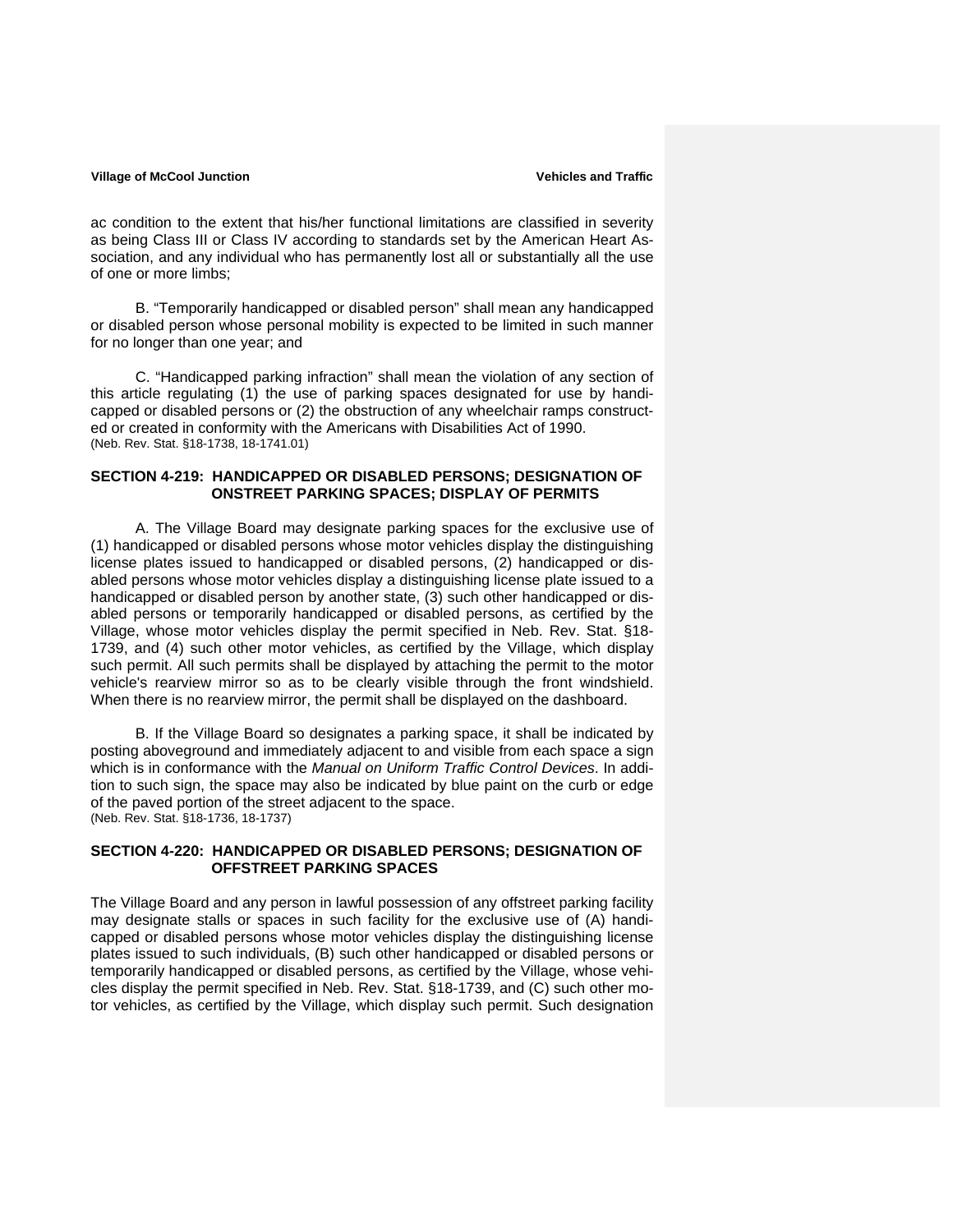ac condition to the extent that his/her functional limitations are classified in severity as being Class III or Class IV according to standards set by the American Heart Association, and any individual who has permanently lost all or substantially all the use of one or more limbs;

B. "Temporarily handicapped or disabled person" shall mean any handicapped or disabled person whose personal mobility is expected to be limited in such manner for no longer than one year; and

C. "Handicapped parking infraction" shall mean the violation of any section of this article regulating (1) the use of parking spaces designated for use by handicapped or disabled persons or (2) the obstruction of any wheelchair ramps constructed or created in conformity with the Americans with Disabilities Act of 1990.
(Neb. Rev. Stat. §18-1738, 18-1741.01)

### SECTION 4-219: HANDICAPPED OR DISABLED PERSONS; DESIGNATION OF ONSTREET PARKING SPACES; DISPLAY OF PERMITS

A. The Village Board may designate parking spaces for the exclusive use of (1) handicapped or disabled persons whose motor vehicles display the distinguishing license plates issued to handicapped or disabled persons, (2) handicapped or disabled persons whose motor vehicles display a distinguishing license plate issued to a handicapped or disabled person by another state, (3) such other handicapped or disabled persons or temporarily handicapped or disabled persons, as certified by the Village, whose motor vehicles display the permit specified in Neb. Rev. Stat. §18-1739, and (4) such other motor vehicles, as certified by the Village, which display such permit. All such permits shall be displayed by attaching the permit to the motor vehicle's rearview mirror so as to be clearly visible through the front windshield. When there is no rearview mirror, the permit shall be displayed on the dashboard.

B. If the Village Board so designates a parking space, it shall be indicated by posting aboveground and immediately adjacent to and visible from each space a sign which is in conformance with the *Manual on Uniform Traffic Control Devices*. In addition to such sign, the space may also be indicated by blue paint on the curb or edge of the paved portion of the street adjacent to the space.
(Neb. Rev. Stat. §18-1736, 18-1737)

### SECTION 4-220: HANDICAPPED OR DISABLED PERSONS; DESIGNATION OF OFFSTREET PARKING SPACES

The Village Board and any person in lawful possession of any offstreet parking facility may designate stalls or spaces in such facility for the exclusive use of (A) handicapped or disabled persons whose motor vehicles display the distinguishing license plates issued to such individuals, (B) such other handicapped or disabled persons or temporarily handicapped or disabled persons, as certified by the Village, whose vehicles display the permit specified in Neb. Rev. Stat. §18-1739, and (C) such other motor vehicles, as certified by the Village, which display such permit. Such designation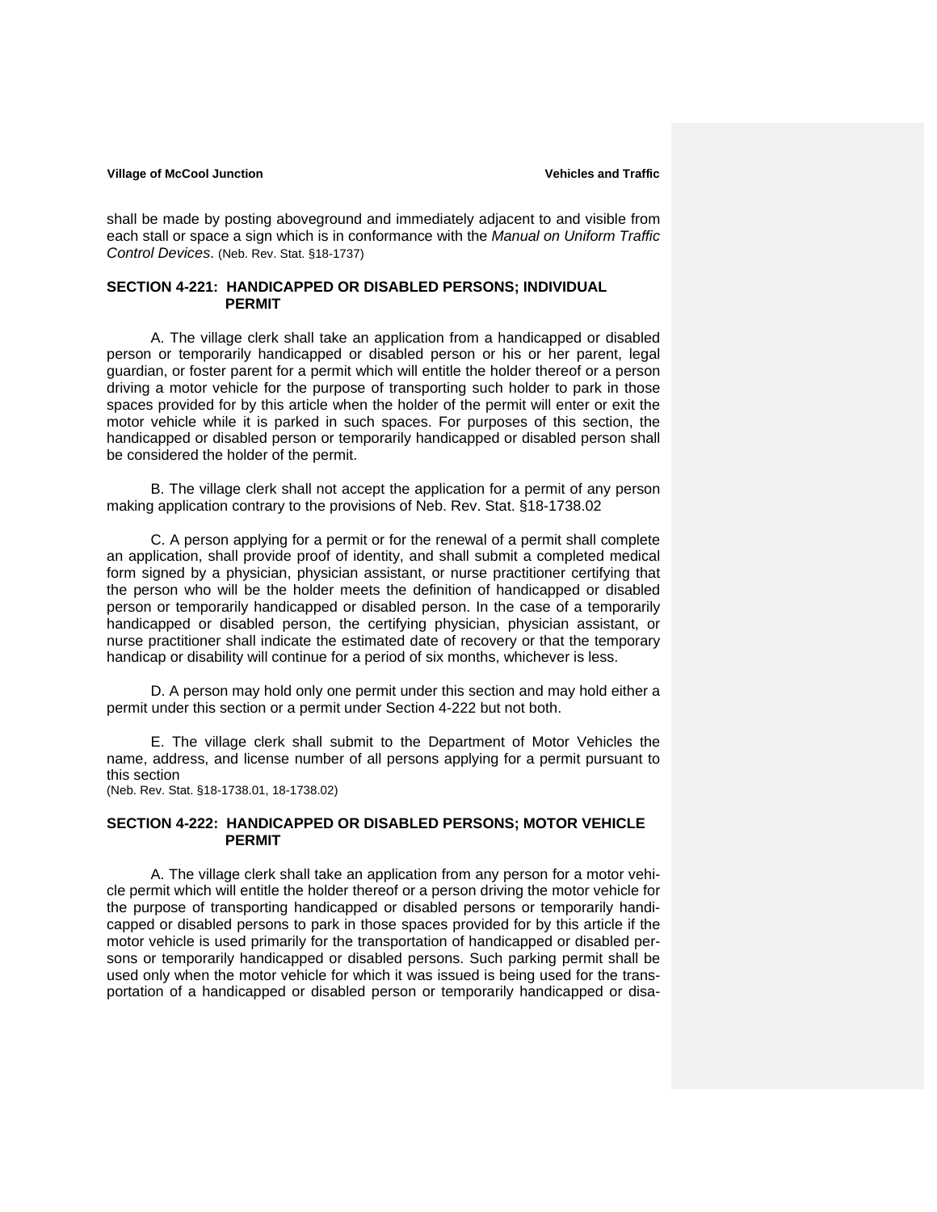shall be made by posting aboveground and immediately adjacent to and visible from each stall or space a sign which is in conformance with the *Manual on Uniform Traffic Control Devices*. (Neb. Rev. Stat. §18-1737)

### SECTION 4-221: HANDICAPPED OR DISABLED PERSONS; INDIVIDUAL PERMIT

A. The village clerk shall take an application from a handicapped or disabled person or temporarily handicapped or disabled person or his or her parent, legal guardian, or foster parent for a permit which will entitle the holder thereof or a person driving a motor vehicle for the purpose of transporting such holder to park in those spaces provided for by this article when the holder of the permit will enter or exit the motor vehicle while it is parked in such spaces. For purposes of this section, the handicapped or disabled person or temporarily handicapped or disabled person shall be considered the holder of the permit.

B. The village clerk shall not accept the application for a permit of any person making application contrary to the provisions of Neb. Rev. Stat. §18-1738.02

C. A person applying for a permit or for the renewal of a permit shall complete an application, shall provide proof of identity, and shall submit a completed medical form signed by a physician, physician assistant, or nurse practitioner certifying that the person who will be the holder meets the definition of handicapped or disabled person or temporarily handicapped or disabled person. In the case of a temporarily handicapped or disabled person, the certifying physician, physician assistant, or nurse practitioner shall indicate the estimated date of recovery or that the temporary handicap or disability will continue for a period of six months, whichever is less.

D. A person may hold only one permit under this section and may hold either a permit under this section or a permit under Section 4-222 but not both.

E. The village clerk shall submit to the Department of Motor Vehicles the name, address, and license number of all persons applying for a permit pursuant to this section
(Neb. Rev. Stat. §18-1738.01, 18-1738.02)

### SECTION 4-222: HANDICAPPED OR DISABLED PERSONS; MOTOR VEHICLE PERMIT

A. The village clerk shall take an application from any person for a motor vehicle permit which will entitle the holder thereof or a person driving the motor vehicle for the purpose of transporting handicapped or disabled persons or temporarily handicapped or disabled persons to park in those spaces provided for by this article if the motor vehicle is used primarily for the transportation of handicapped or disabled persons or temporarily handicapped or disabled persons. Such parking permit shall be used only when the motor vehicle for which it was issued is being used for the transportation of a handicapped or disabled person or temporarily handicapped or disa-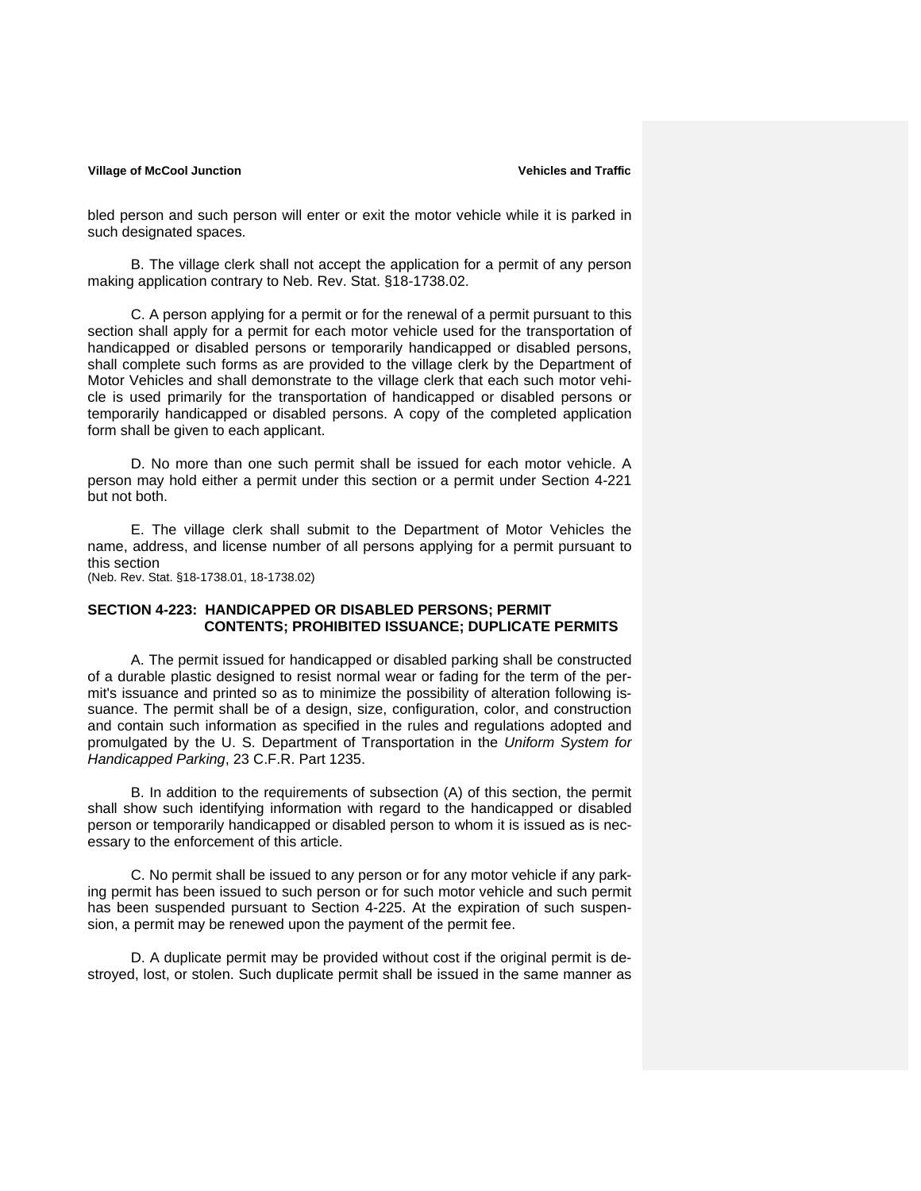bled person and such person will enter or exit the motor vehicle while it is parked in such designated spaces.

B. The village clerk shall not accept the application for a permit of any person making application contrary to Neb. Rev. Stat. §18-1738.02.

C. A person applying for a permit or for the renewal of a permit pursuant to this section shall apply for a permit for each motor vehicle used for the transportation of handicapped or disabled persons or temporarily handicapped or disabled persons, shall complete such forms as are provided to the village clerk by the Department of Motor Vehicles and shall demonstrate to the village clerk that each such motor vehicle is used primarily for the transportation of handicapped or disabled persons or temporarily handicapped or disabled persons. A copy of the completed application form shall be given to each applicant.

D. No more than one such permit shall be issued for each motor vehicle. A person may hold either a permit under this section or a permit under Section 4-221 but not both.

E. The village clerk shall submit to the Department of Motor Vehicles the name, address, and license number of all persons applying for a permit pursuant to this section

(Neb. Rev. Stat. §18-1738.01, 18-1738.02)

### SECTION 4-223: HANDICAPPED OR DISABLED PERSONS; PERMIT CONTENTS; PROHIBITED ISSUANCE; DUPLICATE PERMITS

A. The permit issued for handicapped or disabled parking shall be constructed of a durable plastic designed to resist normal wear or fading for the term of the permit's issuance and printed so as to minimize the possibility of alteration following issuance. The permit shall be of a design, size, configuration, color, and construction and contain such information as specified in the rules and regulations adopted and promulgated by the U. S. Department of Transportation in the *Uniform System for Handicapped Parking*, 23 C.F.R. Part 1235.

B. In addition to the requirements of subsection (A) of this section, the permit shall show such identifying information with regard to the handicapped or disabled person or temporarily handicapped or disabled person to whom it is issued as is necessary to the enforcement of this article.

C. No permit shall be issued to any person or for any motor vehicle if any parking permit has been issued to such person or for such motor vehicle and such permit has been suspended pursuant to Section 4-225. At the expiration of such suspension, a permit may be renewed upon the payment of the permit fee.

D. A duplicate permit may be provided without cost if the original permit is destroyed, lost, or stolen. Such duplicate permit shall be issued in the same manner as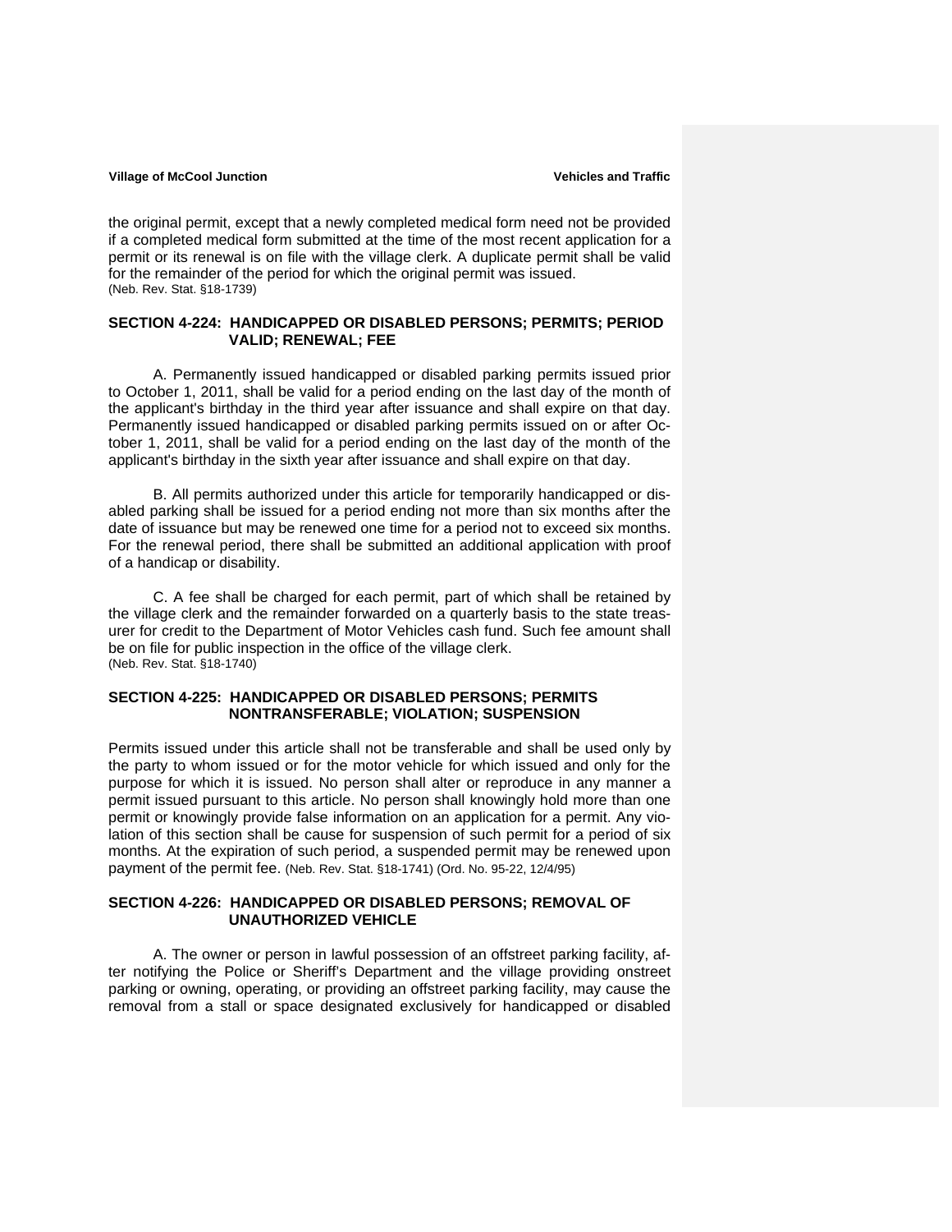the original permit, except that a newly completed medical form need not be provided if a completed medical form submitted at the time of the most recent application for a permit or its renewal is on file with the village clerk. A duplicate permit shall be valid for the remainder of the period for which the original permit was issued.
(Neb. Rev. Stat. §18-1739)

### SECTION 4-224: HANDICAPPED OR DISABLED PERSONS; PERMITS; PERIOD VALID; RENEWAL; FEE

A. Permanently issued handicapped or disabled parking permits issued prior to October 1, 2011, shall be valid for a period ending on the last day of the month of the applicant's birthday in the third year after issuance and shall expire on that day. Permanently issued handicapped or disabled parking permits issued on or after October 1, 2011, shall be valid for a period ending on the last day of the month of the applicant's birthday in the sixth year after issuance and shall expire on that day.

B. All permits authorized under this article for temporarily handicapped or disabled parking shall be issued for a period ending not more than six months after the date of issuance but may be renewed one time for a period not to exceed six months. For the renewal period, there shall be submitted an additional application with proof of a handicap or disability.

C. A fee shall be charged for each permit, part of which shall be retained by the village clerk and the remainder forwarded on a quarterly basis to the state treasurer for credit to the Department of Motor Vehicles cash fund. Such fee amount shall be on file for public inspection in the office of the village clerk.
(Neb. Rev. Stat. §18-1740)

### SECTION 4-225: HANDICAPPED OR DISABLED PERSONS; PERMITS NONTRANSFERABLE; VIOLATION; SUSPENSION

Permits issued under this article shall not be transferable and shall be used only by the party to whom issued or for the motor vehicle for which issued and only for the purpose for which it is issued. No person shall alter or reproduce in any manner a permit issued pursuant to this article. No person shall knowingly hold more than one permit or knowingly provide false information on an application for a permit. Any violation of this section shall be cause for suspension of such permit for a period of six months. At the expiration of such period, a suspended permit may be renewed upon payment of the permit fee. (Neb. Rev. Stat. §18-1741) (Ord. No. 95-22, 12/4/95)

### SECTION 4-226: HANDICAPPED OR DISABLED PERSONS; REMOVAL OF UNAUTHORIZED VEHICLE

A. The owner or person in lawful possession of an offstreet parking facility, after notifying the Police or Sheriff's Department and the village providing onstreet parking or owning, operating, or providing an offstreet parking facility, may cause the removal from a stall or space designated exclusively for handicapped or disabled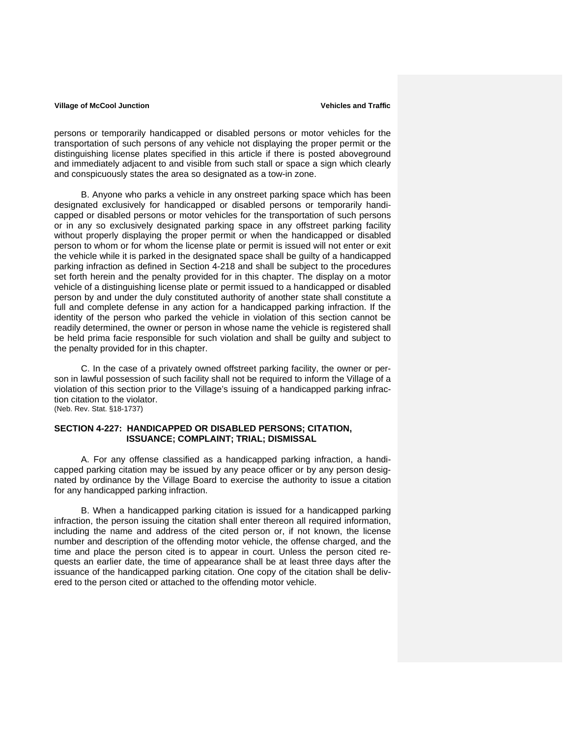persons or temporarily handicapped or disabled persons or motor vehicles for the transportation of such persons of any vehicle not displaying the proper permit or the distinguishing license plates specified in this article if there is posted aboveground and immediately adjacent to and visible from such stall or space a sign which clearly and conspicuously states the area so designated as a tow-in zone.

B. Anyone who parks a vehicle in any onstreet parking space which has been designated exclusively for handicapped or disabled persons or temporarily handicapped or disabled persons or motor vehicles for the transportation of such persons or in any so exclusively designated parking space in any offstreet parking facility without properly displaying the proper permit or when the handicapped or disabled person to whom or for whom the license plate or permit is issued will not enter or exit the vehicle while it is parked in the designated space shall be guilty of a handicapped parking infraction as defined in Section 4-218 and shall be subject to the procedures set forth herein and the penalty provided for in this chapter. The display on a motor vehicle of a distinguishing license plate or permit issued to a handicapped or disabled person by and under the duly constituted authority of another state shall constitute a full and complete defense in any action for a handicapped parking infraction. If the identity of the person who parked the vehicle in violation of this section cannot be readily determined, the owner or person in whose name the vehicle is registered shall be held prima facie responsible for such violation and shall be guilty and subject to the penalty provided for in this chapter.

C. In the case of a privately owned offstreet parking facility, the owner or person in lawful possession of such facility shall not be required to inform the Village of a violation of this section prior to the Village's issuing of a handicapped parking infraction citation to the violator.
(Neb. Rev. Stat. §18-1737)

**SECTION 4-227: HANDICAPPED OR DISABLED PERSONS; CITATION, ISSUANCE; COMPLAINT; TRIAL; DISMISSAL**

A. For any offense classified as a handicapped parking infraction, a handicapped parking citation may be issued by any peace officer or by any person designated by ordinance by the Village Board to exercise the authority to issue a citation for any handicapped parking infraction.

B. When a handicapped parking citation is issued for a handicapped parking infraction, the person issuing the citation shall enter thereon all required information, including the name and address of the cited person or, if not known, the license number and description of the offending motor vehicle, the offense charged, and the time and place the person cited is to appear in court. Unless the person cited requests an earlier date, the time of appearance shall be at least three days after the issuance of the handicapped parking citation. One copy of the citation shall be delivered to the person cited or attached to the offending motor vehicle.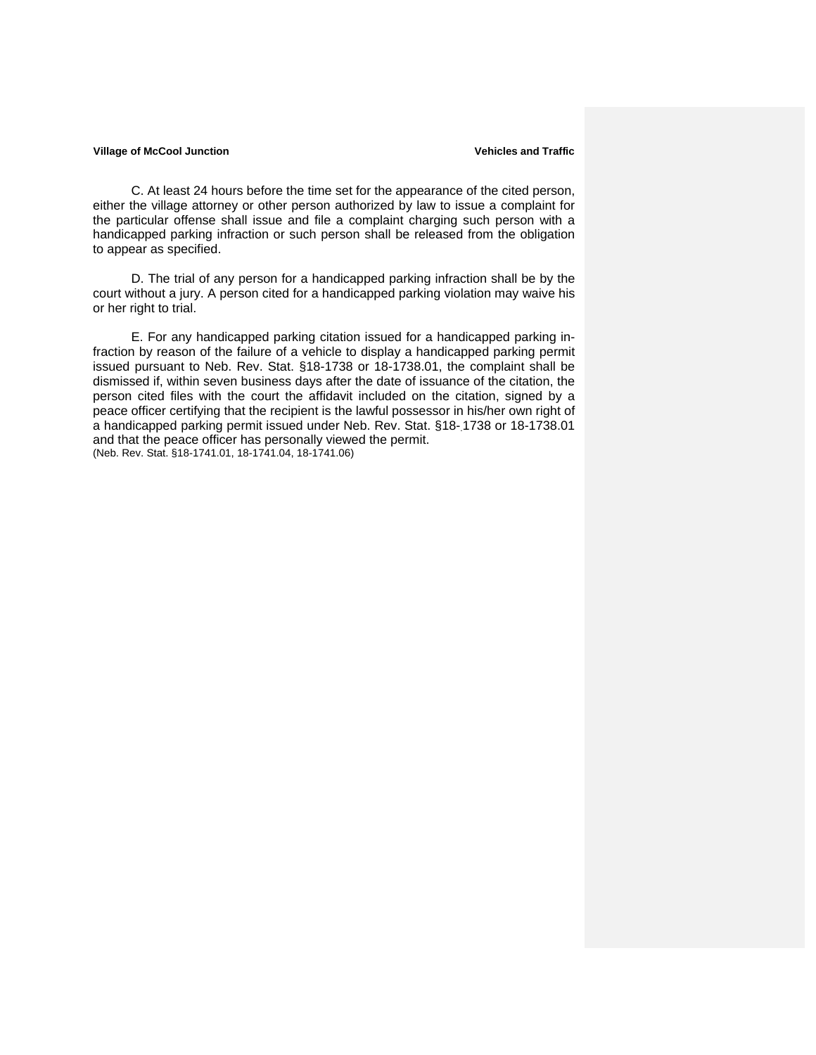C. At least 24 hours before the time set for the appearance of the cited person, either the village attorney or other person authorized by law to issue a complaint for the particular offense shall issue and file a complaint charging such person with a handicapped parking infraction or such person shall be released from the obligation to appear as specified.

D. The trial of any person for a handicapped parking infraction shall be by the court without a jury. A person cited for a handicapped parking violation may waive his or her right to trial.

E. For any handicapped parking citation issued for a handicapped parking infraction by reason of the failure of a vehicle to display a handicapped parking permit issued pursuant to Neb. Rev. Stat. §18-1738 or 18-1738.01, the complaint shall be dismissed if, within seven business days after the date of issuance of the citation, the person cited files with the court the affidavit included on the citation, signed by a peace officer certifying that the recipient is the lawful possessor in his/her own right of a handicapped parking permit issued under Neb. Rev. Stat. §18-1738 or 18-1738.01 and that the peace officer has personally viewed the permit.
(Neb. Rev. Stat. §18-1741.01, 18-1741.04, 18-1741.06)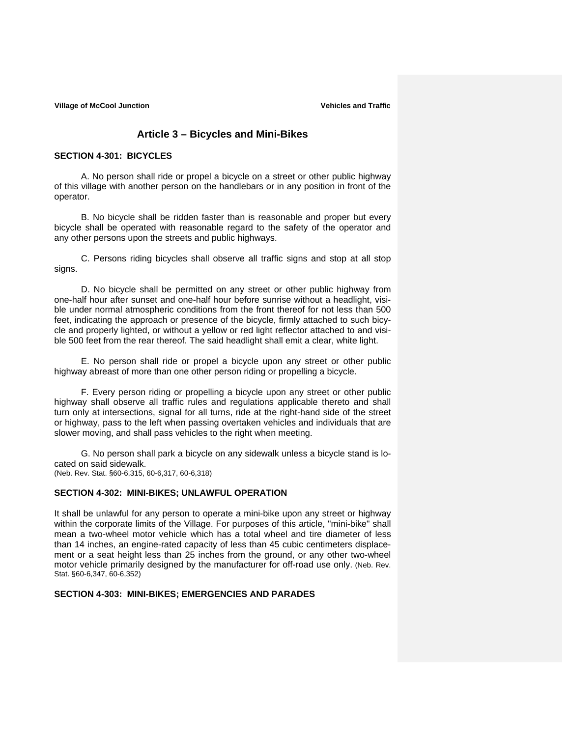## Article 3 – Bicycles and Mini-Bikes

### SECTION 4-301: BICYCLES

A. No person shall ride or propel a bicycle on a street or other public highway of this village with another person on the handlebars or in any position in front of the operator.

B. No bicycle shall be ridden faster than is reasonable and proper but every bicycle shall be operated with reasonable regard to the safety of the operator and any other persons upon the streets and public highways.

C. Persons riding bicycles shall observe all traffic signs and stop at all stop signs.

D. No bicycle shall be permitted on any street or other public highway from one-half hour after sunset and one-half hour before sunrise without a headlight, visible under normal atmospheric conditions from the front thereof for not less than 500 feet, indicating the approach or presence of the bicycle, firmly attached to such bicycle and properly lighted, or without a yellow or red light reflector attached to and visible 500 feet from the rear thereof. The said headlight shall emit a clear, white light.

E. No person shall ride or propel a bicycle upon any street or other public highway abreast of more than one other person riding or propelling a bicycle.

F. Every person riding or propelling a bicycle upon any street or other public highway shall observe all traffic rules and regulations applicable thereto and shall turn only at intersections, signal for all turns, ride at the right-hand side of the street or highway, pass to the left when passing overtaken vehicles and individuals that are slower moving, and shall pass vehicles to the right when meeting.

G. No person shall park a bicycle on any sidewalk unless a bicycle stand is located on said sidewalk.
(Neb. Rev. Stat. §60-6,315, 60-6,317, 60-6,318)

### SECTION 4-302: MINI-BIKES; UNLAWFUL OPERATION

It shall be unlawful for any person to operate a mini-bike upon any street or highway within the corporate limits of the Village. For purposes of this article, "mini-bike" shall mean a two-wheel motor vehicle which has a total wheel and tire diameter of less than 14 inches, an engine-rated capacity of less than 45 cubic centimeters displacement or a seat height less than 25 inches from the ground, or any other two-wheel motor vehicle primarily designed by the manufacturer for off-road use only. (Neb. Rev. Stat. §60-6,347, 60-6,352)

### SECTION 4-303: MINI-BIKES; EMERGENCIES AND PARADES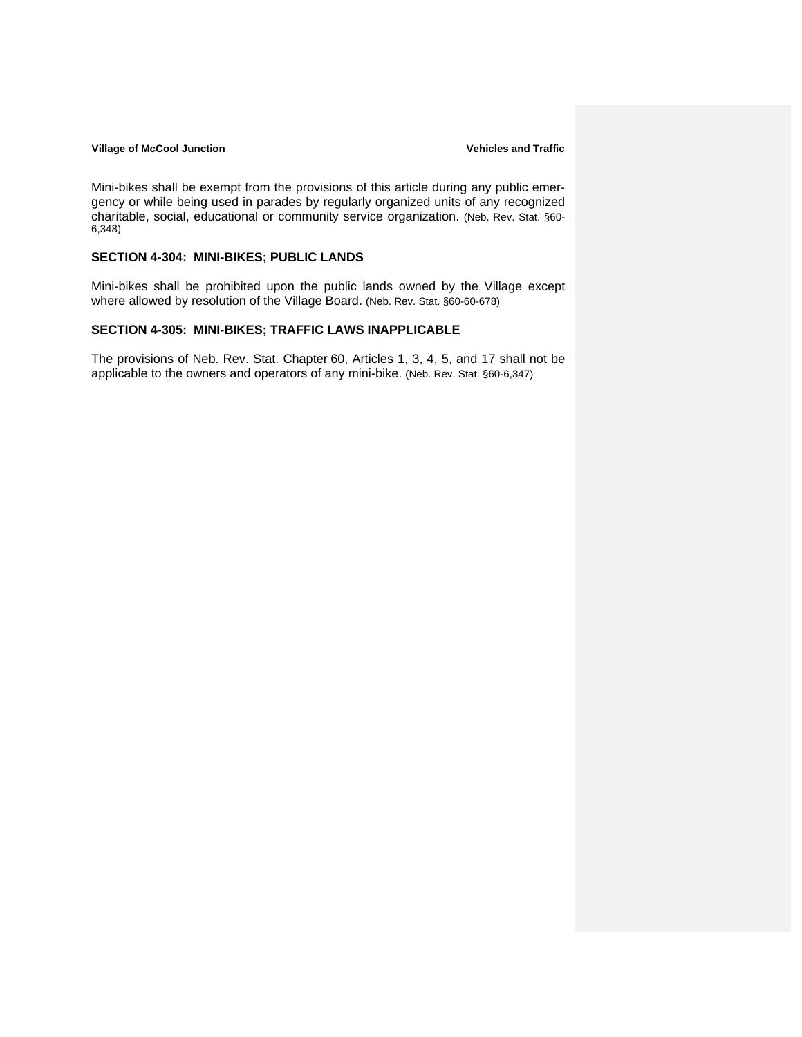Mini-bikes shall be exempt from the provisions of this article during any public emergency or while being used in parades by regularly organized units of any recognized charitable, social, educational or community service organization. (Neb. Rev. Stat. §60-6,348)

## SECTION 4-304: MINI-BIKES; PUBLIC LANDS

Mini-bikes shall be prohibited upon the public lands owned by the Village except where allowed by resolution of the Village Board. (Neb. Rev. Stat. §60-60-678)

## SECTION 4-305: MINI-BIKES; TRAFFIC LAWS INAPPLICABLE

The provisions of Neb. Rev. Stat. Chapter 60, Articles 1, 3, 4, 5, and 17 shall not be applicable to the owners and operators of any mini-bike. (Neb. Rev. Stat. §60-6,347)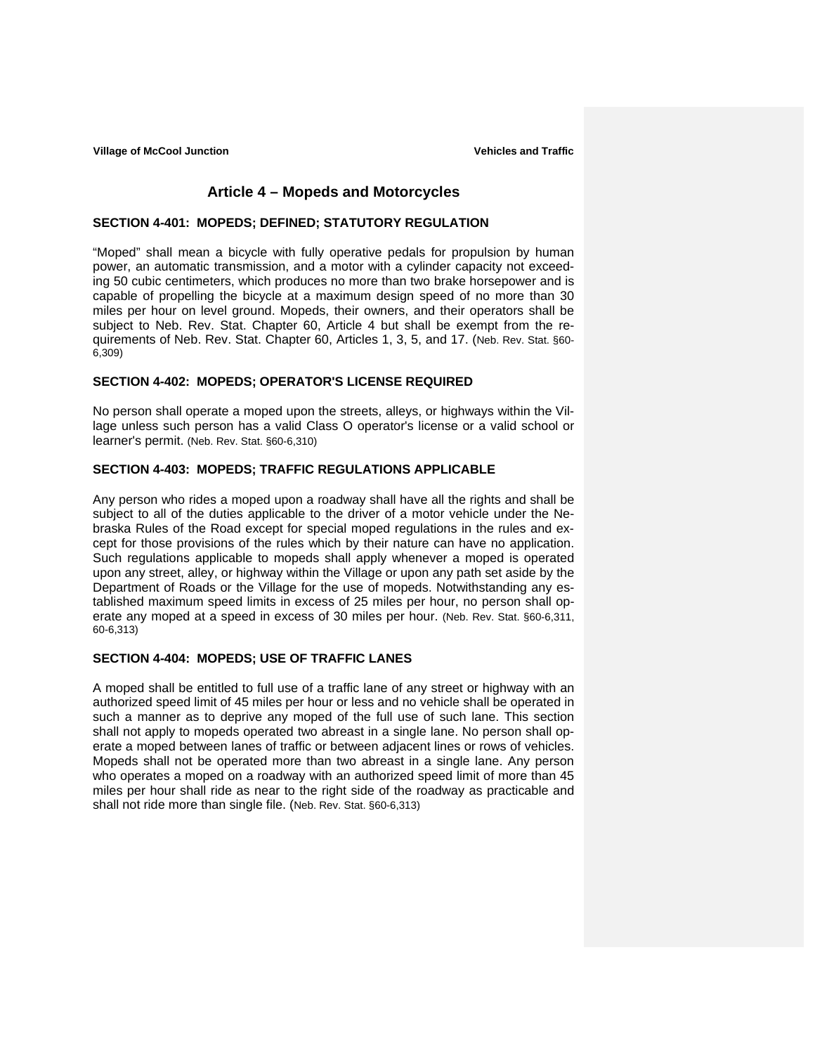# Article 4 – Mopeds and Motorcycles

## SECTION 4-401: MOPEDS; DEFINED; STATUTORY REGULATION

"Moped" shall mean a bicycle with fully operative pedals for propulsion by human power, an automatic transmission, and a motor with a cylinder capacity not exceeding 50 cubic centimeters, which produces no more than two brake horsepower and is capable of propelling the bicycle at a maximum design speed of no more than 30 miles per hour on level ground. Mopeds, their owners, and their operators shall be subject to Neb. Rev. Stat. Chapter 60, Article 4 but shall be exempt from the requirements of Neb. Rev. Stat. Chapter 60, Articles 1, 3, 5, and 17. (Neb. Rev. Stat. §60-6,309)

## SECTION 4-402: MOPEDS; OPERATOR'S LICENSE REQUIRED

No person shall operate a moped upon the streets, alleys, or highways within the Village unless such person has a valid Class O operator's license or a valid school or learner's permit. (Neb. Rev. Stat. §60-6,310)

## SECTION 4-403: MOPEDS; TRAFFIC REGULATIONS APPLICABLE

Any person who rides a moped upon a roadway shall have all the rights and shall be subject to all of the duties applicable to the driver of a motor vehicle under the Nebraska Rules of the Road except for special moped regulations in the rules and except for those provisions of the rules which by their nature can have no application. Such regulations applicable to mopeds shall apply whenever a moped is operated upon any street, alley, or highway within the Village or upon any path set aside by the Department of Roads or the Village for the use of mopeds. Notwithstanding any established maximum speed limits in excess of 25 miles per hour, no person shall operate any moped at a speed in excess of 30 miles per hour. (Neb. Rev. Stat. §60-6,311, 60-6,313)

## SECTION 4-404: MOPEDS; USE OF TRAFFIC LANES

A moped shall be entitled to full use of a traffic lane of any street or highway with an authorized speed limit of 45 miles per hour or less and no vehicle shall be operated in such a manner as to deprive any moped of the full use of such lane. This section shall not apply to mopeds operated two abreast in a single lane. No person shall operate a moped between lanes of traffic or between adjacent lines or rows of vehicles. Mopeds shall not be operated more than two abreast in a single lane. Any person who operates a moped on a roadway with an authorized speed limit of more than 45 miles per hour shall ride as near to the right side of the roadway as practicable and shall not ride more than single file. (Neb. Rev. Stat. §60-6,313)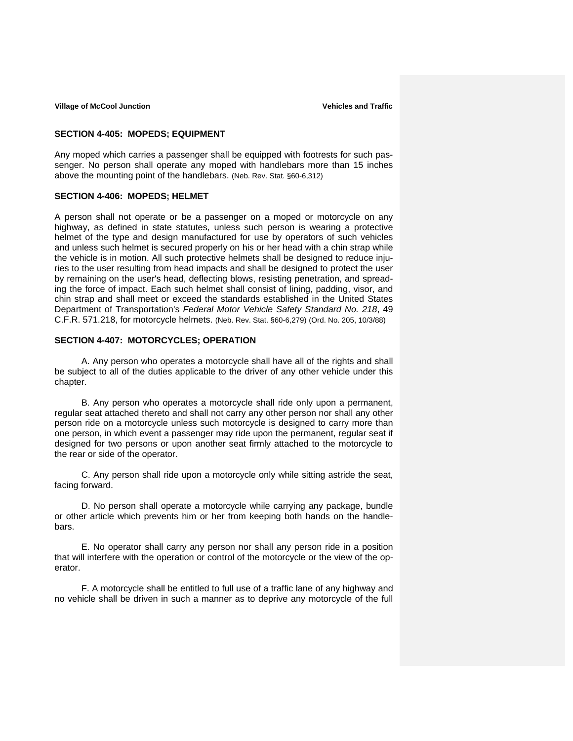## SECTION 4-405: MOPEDS; EQUIPMENT

Any moped which carries a passenger shall be equipped with footrests for such passenger. No person shall operate any moped with handlebars more than 15 inches above the mounting point of the handlebars. (Neb. Rev. Stat. §60-6,312)

## SECTION 4-406: MOPEDS; HELMET

A person shall not operate or be a passenger on a moped or motorcycle on any highway, as defined in state statutes, unless such person is wearing a protective helmet of the type and design manufactured for use by operators of such vehicles and unless such helmet is secured properly on his or her head with a chin strap while the vehicle is in motion. All such protective helmets shall be designed to reduce injuries to the user resulting from head impacts and shall be designed to protect the user by remaining on the user's head, deflecting blows, resisting penetration, and spreading the force of impact. Each such helmet shall consist of lining, padding, visor, and chin strap and shall meet or exceed the standards established in the United States Department of Transportation's *Federal Motor Vehicle Safety Standard No. 218*, 49 C.F.R. 571.218, for motorcycle helmets. (Neb. Rev. Stat. §60-6,279) (Ord. No. 205, 10/3/88)

## SECTION 4-407: MOTORCYCLES; OPERATION

A. Any person who operates a motorcycle shall have all of the rights and shall be subject to all of the duties applicable to the driver of any other vehicle under this chapter.

B. Any person who operates a motorcycle shall ride only upon a permanent, regular seat attached thereto and shall not carry any other person nor shall any other person ride on a motorcycle unless such motorcycle is designed to carry more than one person, in which event a passenger may ride upon the permanent, regular seat if designed for two persons or upon another seat firmly attached to the motorcycle to the rear or side of the operator.

C. Any person shall ride upon a motorcycle only while sitting astride the seat, facing forward.

D. No person shall operate a motorcycle while carrying any package, bundle or other article which prevents him or her from keeping both hands on the handlebars.

E. No operator shall carry any person nor shall any person ride in a position that will interfere with the operation or control of the motorcycle or the view of the operator.

F. A motorcycle shall be entitled to full use of a traffic lane of any highway and no vehicle shall be driven in such a manner as to deprive any motorcycle of the full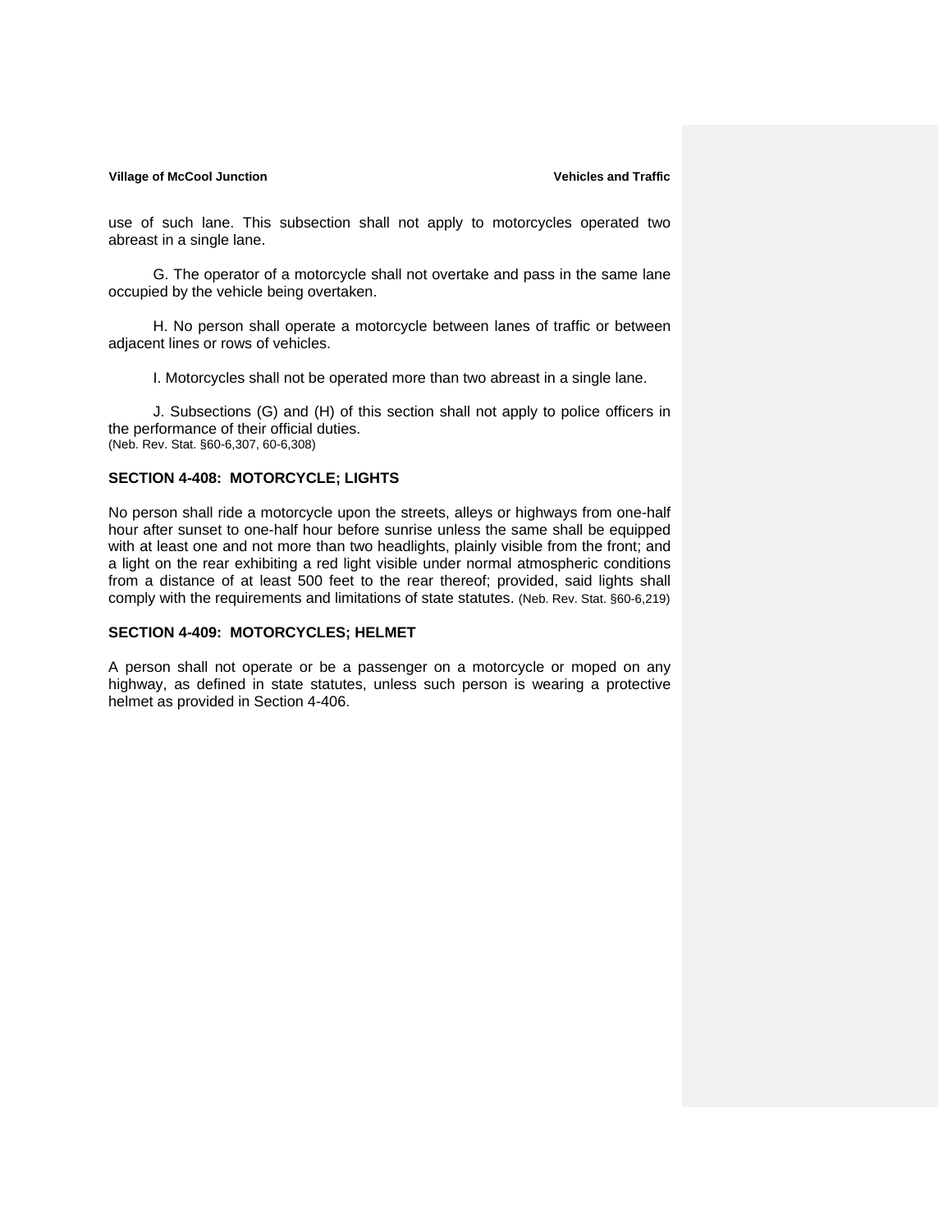use of such lane. This subsection shall not apply to motorcycles operated two abreast in a single lane.

G. The operator of a motorcycle shall not overtake and pass in the same lane occupied by the vehicle being overtaken.

H. No person shall operate a motorcycle between lanes of traffic or between adjacent lines or rows of vehicles.

I. Motorcycles shall not be operated more than two abreast in a single lane.

J. Subsections (G) and (H) of this section shall not apply to police officers in the performance of their official duties.
(Neb. Rev. Stat. §60-6,307, 60-6,308)

## SECTION 4-408: MOTORCYCLE; LIGHTS

No person shall ride a motorcycle upon the streets, alleys or highways from one-half hour after sunset to one-half hour before sunrise unless the same shall be equipped with at least one and not more than two headlights, plainly visible from the front; and a light on the rear exhibiting a red light visible under normal atmospheric conditions from a distance of at least 500 feet to the rear thereof; provided, said lights shall comply with the requirements and limitations of state statutes. (Neb. Rev. Stat. §60-6,219)

## SECTION 4-409: MOTORCYCLES; HELMET

A person shall not operate or be a passenger on a motorcycle or moped on any highway, as defined in state statutes, unless such person is wearing a protective helmet as provided in Section 4-406.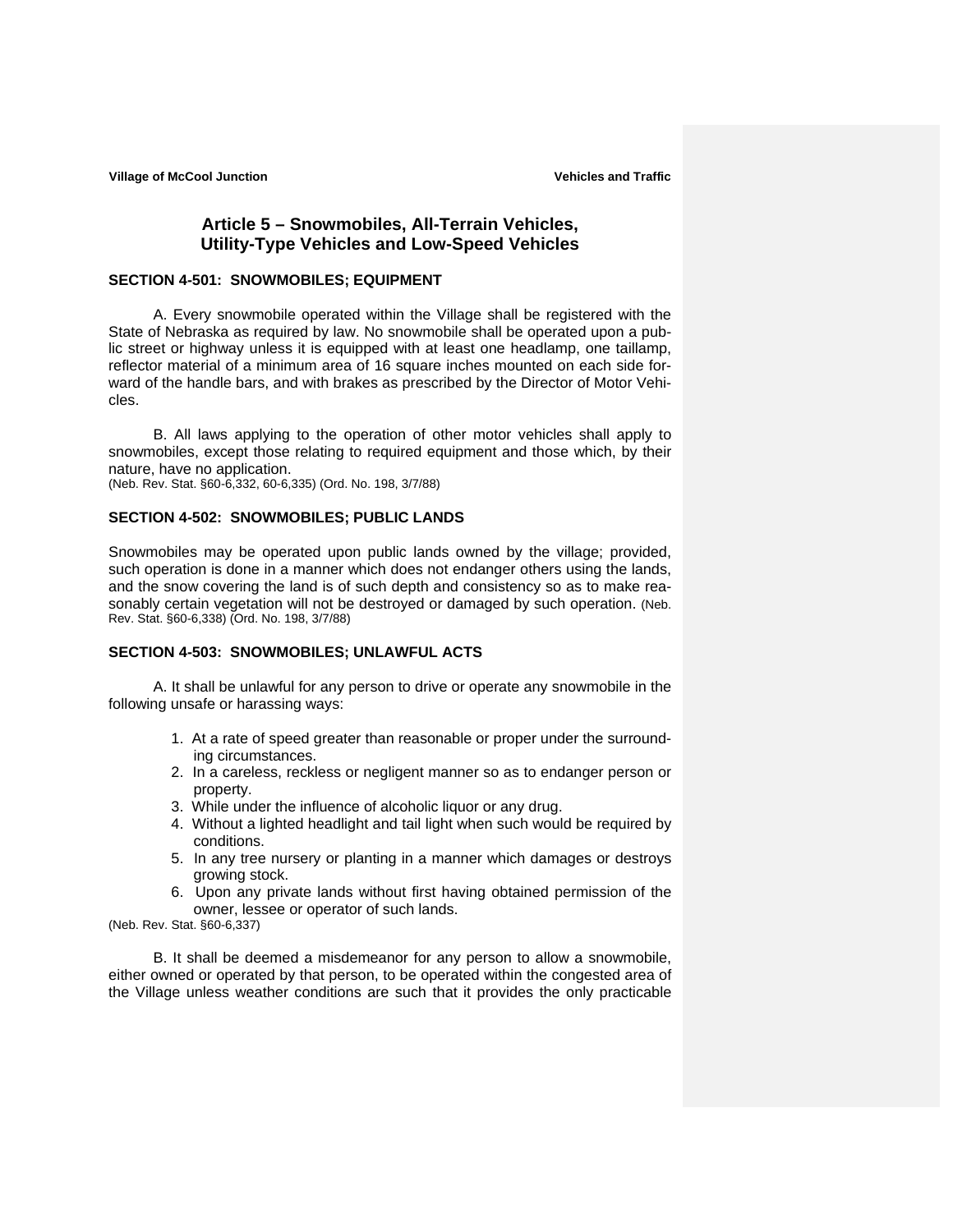## Article 5 – Snowmobiles, All-Terrain Vehicles, Utility-Type Vehicles and Low-Speed Vehicles

### SECTION 4-501: SNOWMOBILES; EQUIPMENT

A. Every snowmobile operated within the Village shall be registered with the State of Nebraska as required by law. No snowmobile shall be operated upon a public street or highway unless it is equipped with at least one headlamp, one taillamp, reflector material of a minimum area of 16 square inches mounted on each side forward of the handle bars, and with brakes as prescribed by the Director of Motor Vehicles.

B. All laws applying to the operation of other motor vehicles shall apply to snowmobiles, except those relating to required equipment and those which, by their nature, have no application.
(Neb. Rev. Stat. §60-6,332, 60-6,335) (Ord. No. 198, 3/7/88)

### SECTION 4-502: SNOWMOBILES; PUBLIC LANDS

Snowmobiles may be operated upon public lands owned by the village; provided, such operation is done in a manner which does not endanger others using the lands, and the snow covering the land is of such depth and consistency so as to make reasonably certain vegetation will not be destroyed or damaged by such operation. (Neb. Rev. Stat. §60-6,338) (Ord. No. 198, 3/7/88)

### SECTION 4-503: SNOWMOBILES; UNLAWFUL ACTS

A. It shall be unlawful for any person to drive or operate any snowmobile in the following unsafe or harassing ways:

1. At a rate of speed greater than reasonable or proper under the surrounding circumstances.
2. In a careless, reckless or negligent manner so as to endanger person or property.
3. While under the influence of alcoholic liquor or any drug.
4. Without a lighted headlight and tail light when such would be required by conditions.
5. In any tree nursery or planting in a manner which damages or destroys growing stock.
6. Upon any private lands without first having obtained permission of the owner, lessee or operator of such lands.

(Neb. Rev. Stat. §60-6,337)

B. It shall be deemed a misdemeanor for any person to allow a snowmobile, either owned or operated by that person, to be operated within the congested area of the Village unless weather conditions are such that it provides the only practicable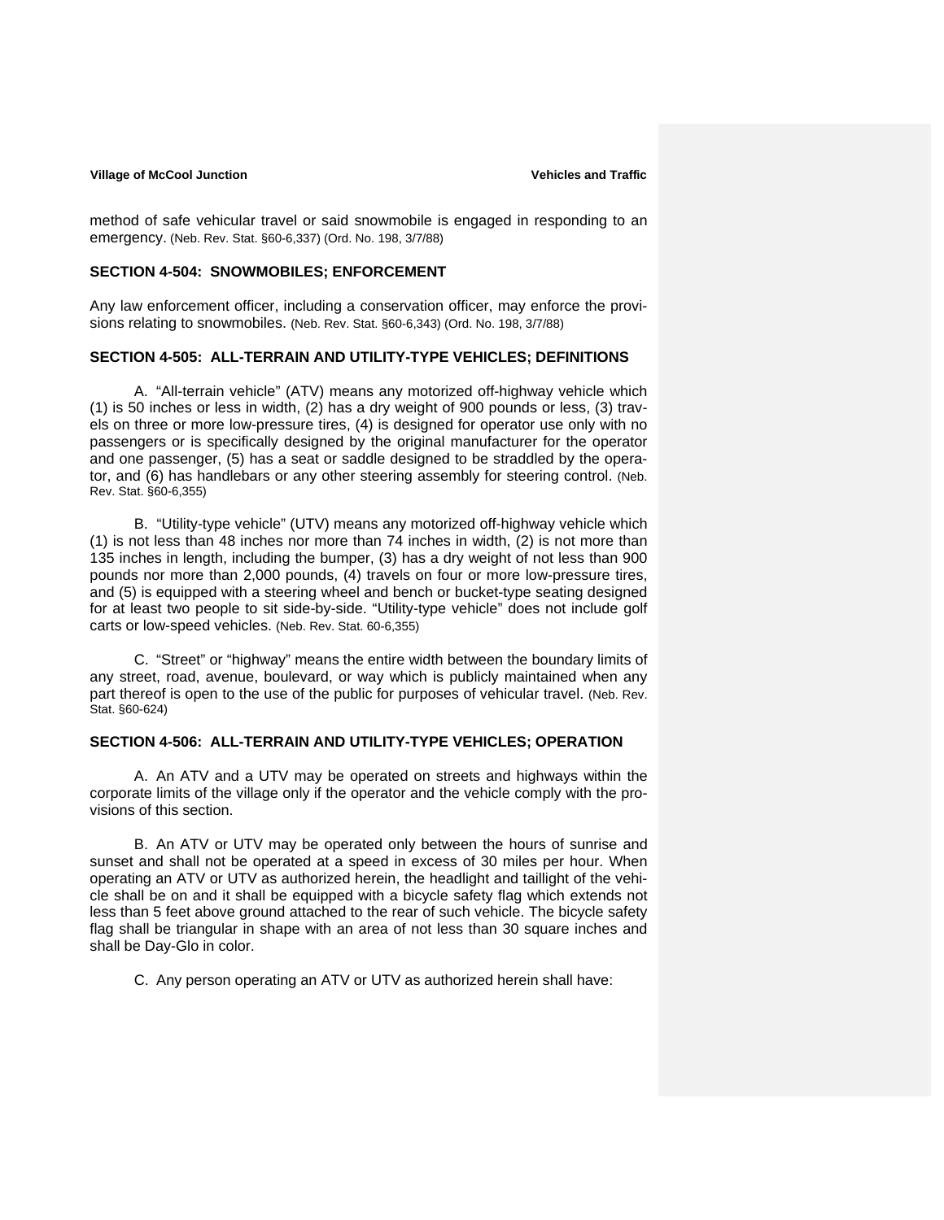method of safe vehicular travel or said snowmobile is engaged in responding to an emergency. (Neb. Rev. Stat. §60-6,337) (Ord. No. 198, 3/7/88)

### SECTION 4-504: SNOWMOBILES; ENFORCEMENT

Any law enforcement officer, including a conservation officer, may enforce the provisions relating to snowmobiles. (Neb. Rev. Stat. §60-6,343) (Ord. No. 198, 3/7/88)

### SECTION 4-505: ALL-TERRAIN AND UTILITY-TYPE VEHICLES; DEFINITIONS

A. "All-terrain vehicle" (ATV) means any motorized off-highway vehicle which (1) is 50 inches or less in width, (2) has a dry weight of 900 pounds or less, (3) travels on three or more low-pressure tires, (4) is designed for operator use only with no passengers or is specifically designed by the original manufacturer for the operator and one passenger, (5) has a seat or saddle designed to be straddled by the operator, and (6) has handlebars or any other steering assembly for steering control. (Neb. Rev. Stat. §60-6,355)

B. "Utility-type vehicle" (UTV) means any motorized off-highway vehicle which (1) is not less than 48 inches nor more than 74 inches in width, (2) is not more than 135 inches in length, including the bumper, (3) has a dry weight of not less than 900 pounds nor more than 2,000 pounds, (4) travels on four or more low-pressure tires, and (5) is equipped with a steering wheel and bench or bucket-type seating designed for at least two people to sit side-by-side. "Utility-type vehicle" does not include golf carts or low-speed vehicles. (Neb. Rev. Stat. 60-6,355)

C. "Street" or "highway" means the entire width between the boundary limits of any street, road, avenue, boulevard, or way which is publicly maintained when any part thereof is open to the use of the public for purposes of vehicular travel. (Neb. Rev. Stat. §60-624)

### SECTION 4-506: ALL-TERRAIN AND UTILITY-TYPE VEHICLES; OPERATION

A. An ATV and a UTV may be operated on streets and highways within the corporate limits of the village only if the operator and the vehicle comply with the provisions of this section.

B. An ATV or UTV may be operated only between the hours of sunrise and sunset and shall not be operated at a speed in excess of 30 miles per hour. When operating an ATV or UTV as authorized herein, the headlight and taillight of the vehicle shall be on and it shall be equipped with a bicycle safety flag which extends not less than 5 feet above ground attached to the rear of such vehicle. The bicycle safety flag shall be triangular in shape with an area of not less than 30 square inches and shall be Day-Glo in color.

C. Any person operating an ATV or UTV as authorized herein shall have: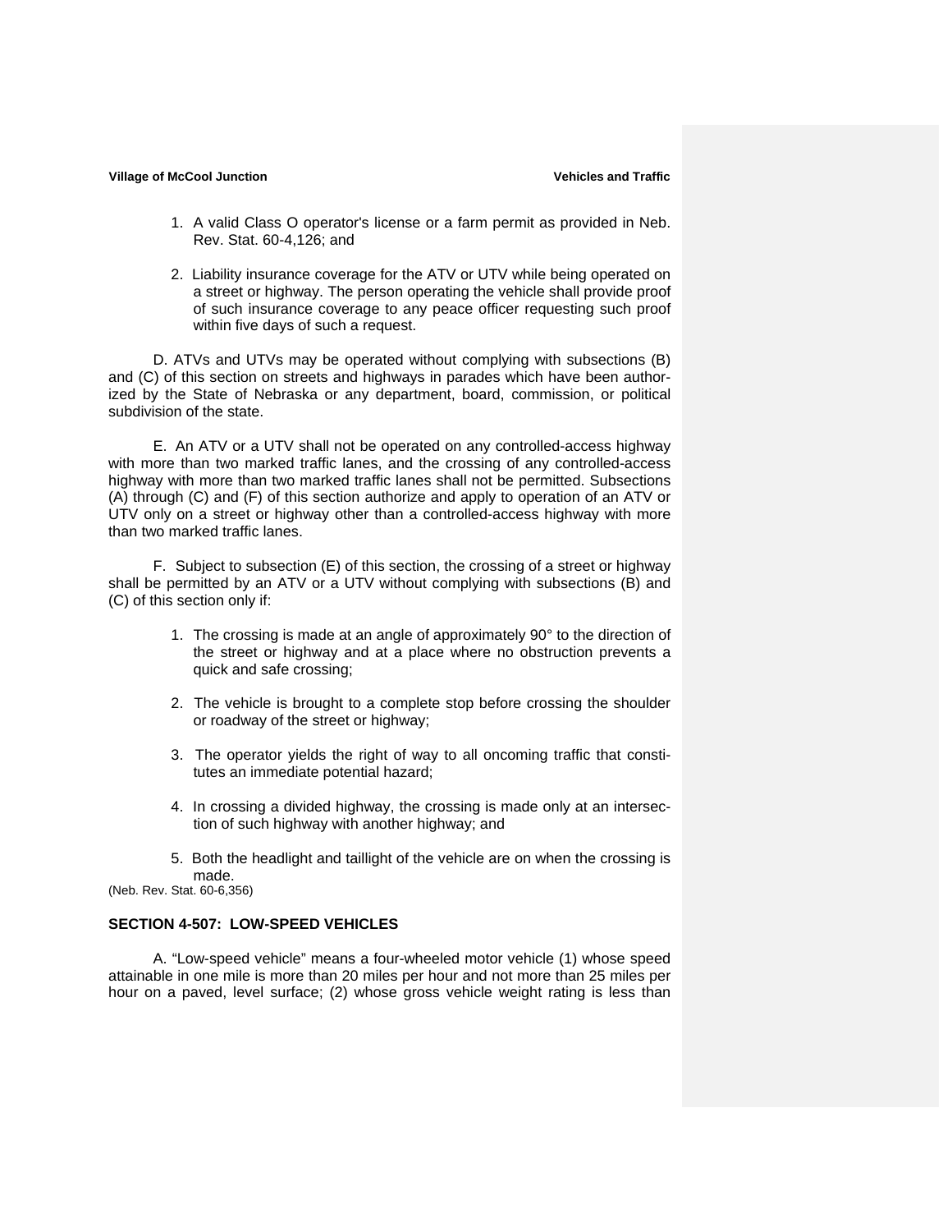1. A valid Class O operator's license or a farm permit as provided in Neb. Rev. Stat. 60-4,126; and

2. Liability insurance coverage for the ATV or UTV while being operated on a street or highway. The person operating the vehicle shall provide proof of such insurance coverage to any peace officer requesting such proof within five days of such a request.

D. ATVs and UTVs may be operated without complying with subsections (B) and (C) of this section on streets and highways in parades which have been authorized by the State of Nebraska or any department, board, commission, or political subdivision of the state.

E. An ATV or a UTV shall not be operated on any controlled-access highway with more than two marked traffic lanes, and the crossing of any controlled-access highway with more than two marked traffic lanes shall not be permitted. Subsections (A) through (C) and (F) of this section authorize and apply to operation of an ATV or UTV only on a street or highway other than a controlled-access highway with more than two marked traffic lanes.

F. Subject to subsection (E) of this section, the crossing of a street or highway shall be permitted by an ATV or a UTV without complying with subsections (B) and (C) of this section only if:

1. The crossing is made at an angle of approximately 90° to the direction of the street or highway and at a place where no obstruction prevents a quick and safe crossing;

2. The vehicle is brought to a complete stop before crossing the shoulder or roadway of the street or highway;

3. The operator yields the right of way to all oncoming traffic that constitutes an immediate potential hazard;

4. In crossing a divided highway, the crossing is made only at an intersection of such highway with another highway; and

5. Both the headlight and taillight of the vehicle are on when the crossing is made.

(Neb. Rev. Stat. 60-6,356)

## SECTION 4-507: LOW-SPEED VEHICLES

A. "Low-speed vehicle" means a four-wheeled motor vehicle (1) whose speed attainable in one mile is more than 20 miles per hour and not more than 25 miles per hour on a paved, level surface; (2) whose gross vehicle weight rating is less than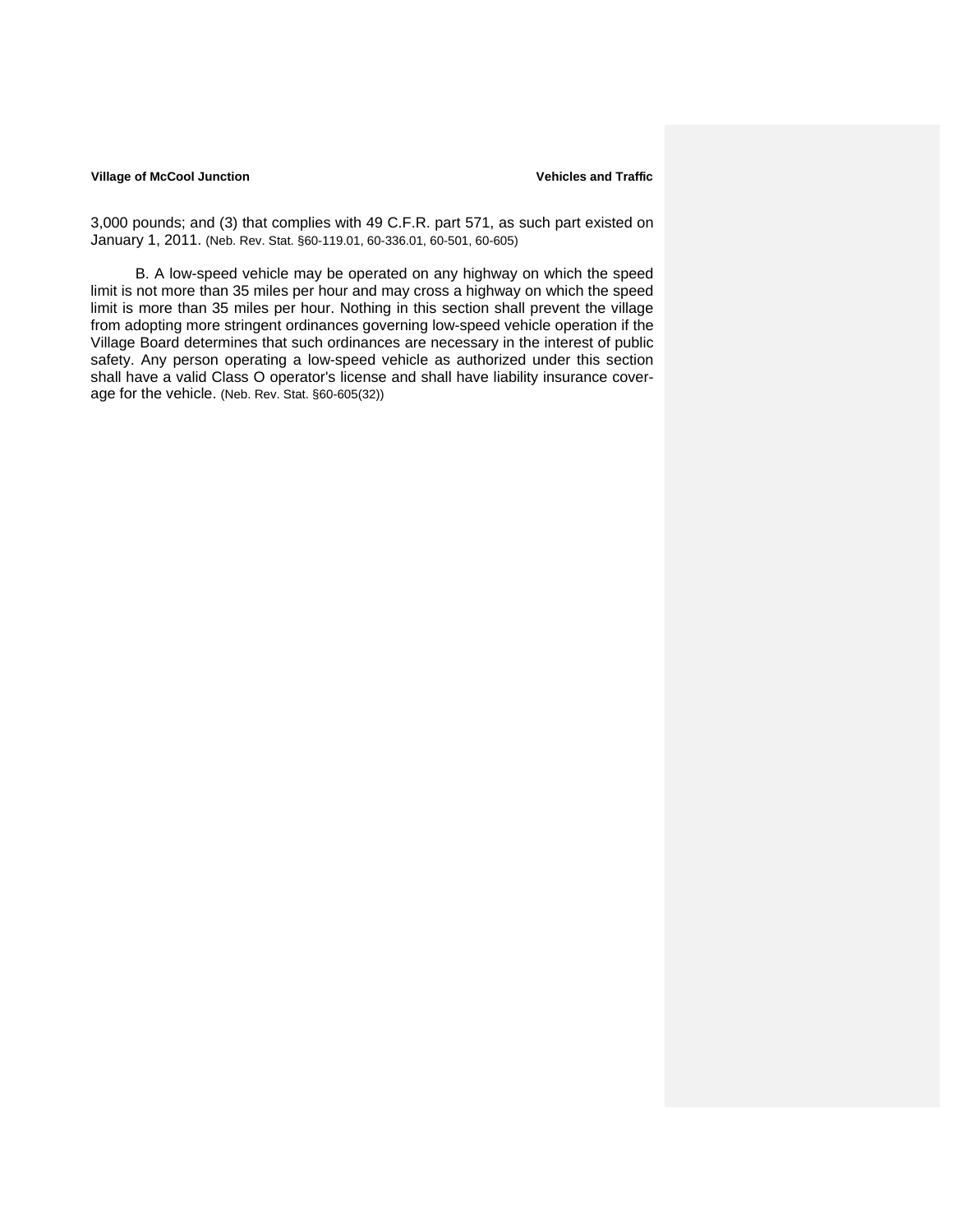3,000 pounds; and (3) that complies with 49 C.F.R. part 571, as such part existed on January 1, 2011. (Neb. Rev. Stat. §60-119.01, 60-336.01, 60-501, 60-605)

B. A low-speed vehicle may be operated on any highway on which the speed limit is not more than 35 miles per hour and may cross a highway on which the speed limit is more than 35 miles per hour. Nothing in this section shall prevent the village from adopting more stringent ordinances governing low-speed vehicle operation if the Village Board determines that such ordinances are necessary in the interest of public safety. Any person operating a low-speed vehicle as authorized under this section shall have a valid Class O operator's license and shall have liability insurance coverage for the vehicle. (Neb. Rev. Stat. §60-605(32))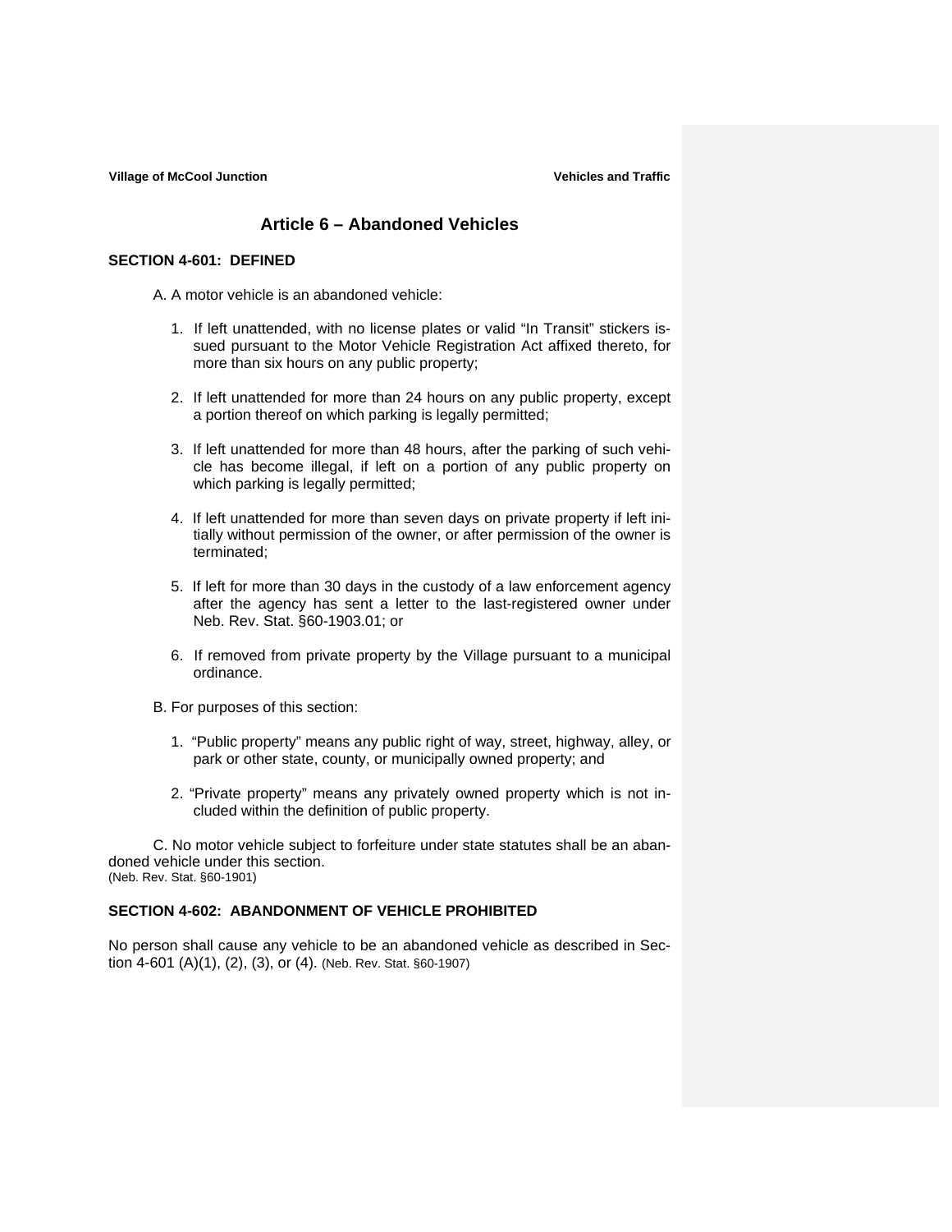## Article 6 – Abandoned Vehicles

**SECTION 4-601: DEFINED**

A. A motor vehicle is an abandoned vehicle:

1. If left unattended, with no license plates or valid "In Transit" stickers issued pursuant to the Motor Vehicle Registration Act affixed thereto, for more than six hours on any public property;

2. If left unattended for more than 24 hours on any public property, except a portion thereof on which parking is legally permitted;

3. If left unattended for more than 48 hours, after the parking of such vehicle has become illegal, if left on a portion of any public property on which parking is legally permitted;

4. If left unattended for more than seven days on private property if left initially without permission of the owner, or after permission of the owner is terminated;

5. If left for more than 30 days in the custody of a law enforcement agency after the agency has sent a letter to the last-registered owner under Neb. Rev. Stat. §60-1903.01; or

6. If removed from private property by the Village pursuant to a municipal ordinance.

B. For purposes of this section:

1. "Public property" means any public right of way, street, highway, alley, or park or other state, county, or municipally owned property; and

2. "Private property" means any privately owned property which is not included within the definition of public property.

C. No motor vehicle subject to forfeiture under state statutes shall be an abandoned vehicle under this section.
(Neb. Rev. Stat. §60-1901)

**SECTION 4-602: ABANDONMENT OF VEHICLE PROHIBITED**

No person shall cause any vehicle to be an abandoned vehicle as described in Section 4-601 (A)(1), (2), (3), or (4). (Neb. Rev. Stat. §60-1907)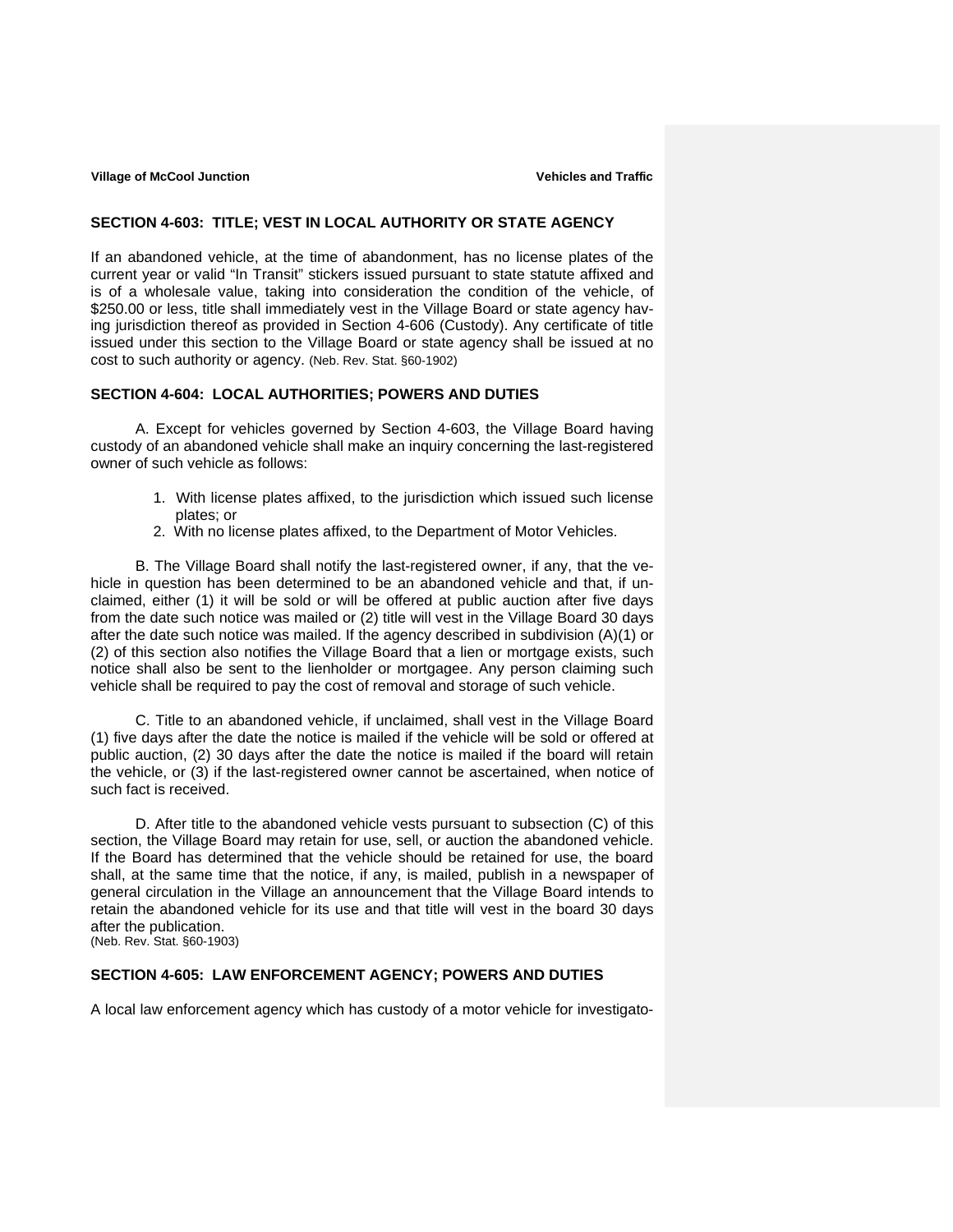## SECTION 4-603: TITLE; VEST IN LOCAL AUTHORITY OR STATE AGENCY

If an abandoned vehicle, at the time of abandonment, has no license plates of the current year or valid "In Transit" stickers issued pursuant to state statute affixed and is of a wholesale value, taking into consideration the condition of the vehicle, of $250.00 or less, title shall immediately vest in the Village Board or state agency having jurisdiction thereof as provided in Section 4-606 (Custody). Any certificate of title issued under this section to the Village Board or state agency shall be issued at no cost to such authority or agency. (Neb. Rev. Stat. §60-1902)

## SECTION 4-604: LOCAL AUTHORITIES; POWERS AND DUTIES

A. Except for vehicles governed by Section 4-603, the Village Board having custody of an abandoned vehicle shall make an inquiry concerning the last-registered owner of such vehicle as follows:

1. With license plates affixed, to the jurisdiction which issued such license plates; or
2. With no license plates affixed, to the Department of Motor Vehicles.

B. The Village Board shall notify the last-registered owner, if any, that the vehicle in question has been determined to be an abandoned vehicle and that, if unclaimed, either (1) it will be sold or will be offered at public auction after five days from the date such notice was mailed or (2) title will vest in the Village Board 30 days after the date such notice was mailed. If the agency described in subdivision (A)(1) or (2) of this section also notifies the Village Board that a lien or mortgage exists, such notice shall also be sent to the lienholder or mortgagee. Any person claiming such vehicle shall be required to pay the cost of removal and storage of such vehicle.

C. Title to an abandoned vehicle, if unclaimed, shall vest in the Village Board (1) five days after the date the notice is mailed if the vehicle will be sold or offered at public auction, (2) 30 days after the date the notice is mailed if the board will retain the vehicle, or (3) if the last-registered owner cannot be ascertained, when notice of such fact is received.

D. After title to the abandoned vehicle vests pursuant to subsection (C) of this section, the Village Board may retain for use, sell, or auction the abandoned vehicle. If the Board has determined that the vehicle should be retained for use, the board shall, at the same time that the notice, if any, is mailed, publish in a newspaper of general circulation in the Village an announcement that the Village Board intends to retain the abandoned vehicle for its use and that title will vest in the board 30 days after the publication.
(Neb. Rev. Stat. §60-1903)

## SECTION 4-605: LAW ENFORCEMENT AGENCY; POWERS AND DUTIES

A local law enforcement agency which has custody of a motor vehicle for investigato-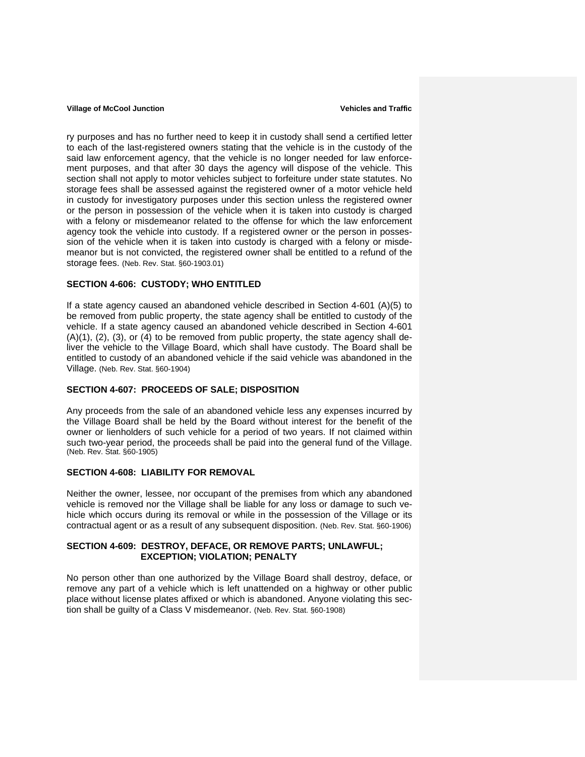ry purposes and has no further need to keep it in custody shall send a certified letter to each of the last-registered owners stating that the vehicle is in the custody of the said law enforcement agency, that the vehicle is no longer needed for law enforcement purposes, and that after 30 days the agency will dispose of the vehicle. This section shall not apply to motor vehicles subject to forfeiture under state statutes. No storage fees shall be assessed against the registered owner of a motor vehicle held in custody for investigatory purposes under this section unless the registered owner or the person in possession of the vehicle when it is taken into custody is charged with a felony or misdemeanor related to the offense for which the law enforcement agency took the vehicle into custody. If a registered owner or the person in possession of the vehicle when it is taken into custody is charged with a felony or misdemeanor but is not convicted, the registered owner shall be entitled to a refund of the storage fees. (Neb. Rev. Stat. §60-1903.01)

**SECTION 4-606: CUSTODY; WHO ENTITLED**

If a state agency caused an abandoned vehicle described in Section 4-601 (A)(5) to be removed from public property, the state agency shall be entitled to custody of the vehicle. If a state agency caused an abandoned vehicle described in Section 4-601 (A)(1), (2), (3), or (4) to be removed from public property, the state agency shall deliver the vehicle to the Village Board, which shall have custody. The Board shall be entitled to custody of an abandoned vehicle if the said vehicle was abandoned in the Village. (Neb. Rev. Stat. §60-1904)

**SECTION 4-607: PROCEEDS OF SALE; DISPOSITION**

Any proceeds from the sale of an abandoned vehicle less any expenses incurred by the Village Board shall be held by the Board without interest for the benefit of the owner or lienholders of such vehicle for a period of two years. If not claimed within such two-year period, the proceeds shall be paid into the general fund of the Village. (Neb. Rev. Stat. §60-1905)

**SECTION 4-608: LIABILITY FOR REMOVAL**

Neither the owner, lessee, nor occupant of the premises from which any abandoned vehicle is removed nor the Village shall be liable for any loss or damage to such vehicle which occurs during its removal or while in the possession of the Village or its contractual agent or as a result of any subsequent disposition. (Neb. Rev. Stat. §60-1906)

**SECTION 4-609: DESTROY, DEFACE, OR REMOVE PARTS; UNLAWFUL; EXCEPTION; VIOLATION; PENALTY**

No person other than one authorized by the Village Board shall destroy, deface, or remove any part of a vehicle which is left unattended on a highway or other public place without license plates affixed or which is abandoned. Anyone violating this section shall be guilty of a Class V misdemeanor. (Neb. Rev. Stat. §60-1908)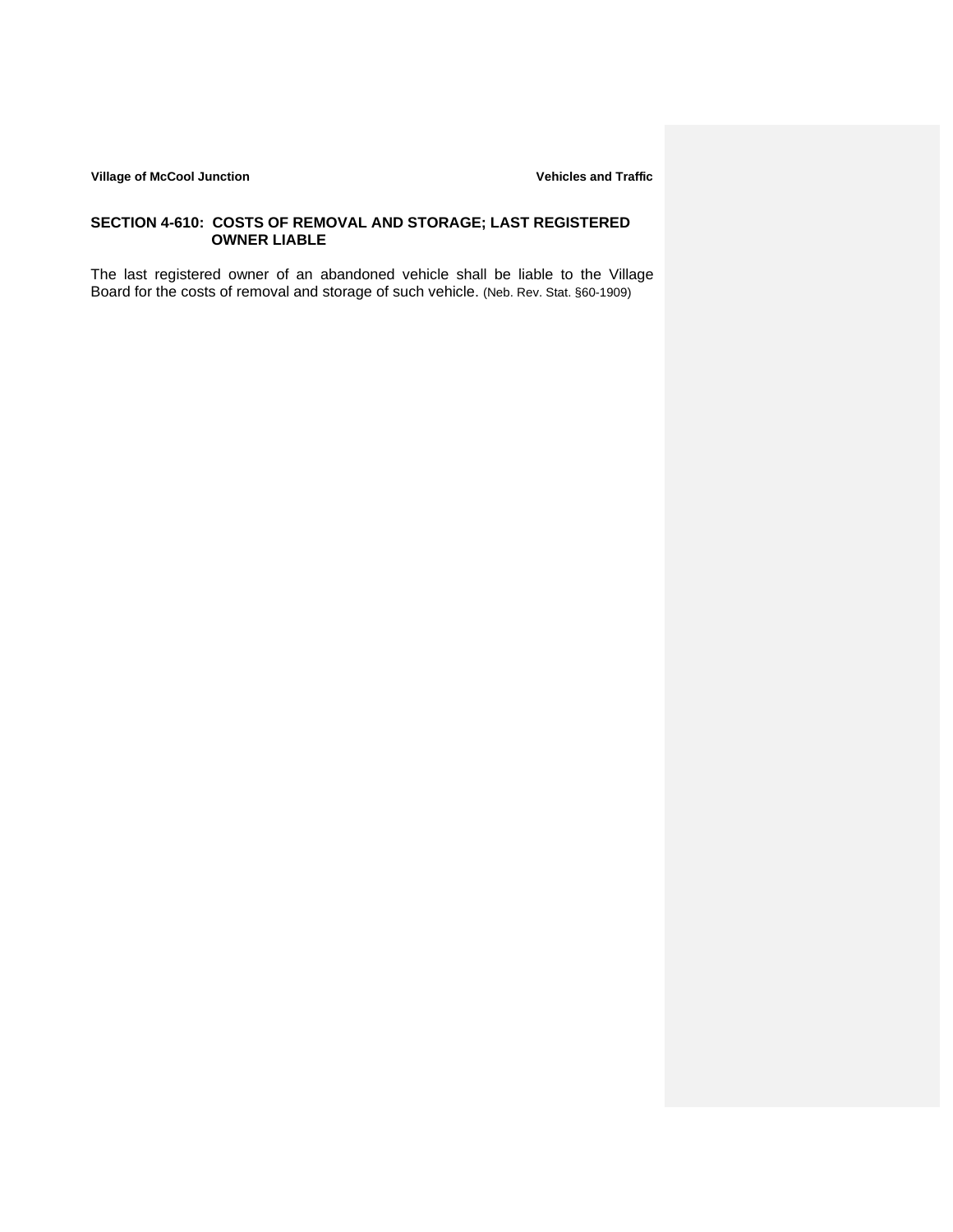## SECTION 4-610: COSTS OF REMOVAL AND STORAGE; LAST REGISTERED OWNER LIABLE

The last registered owner of an abandoned vehicle shall be liable to the Village Board for the costs of removal and storage of such vehicle. (Neb. Rev. Stat. §60-1909)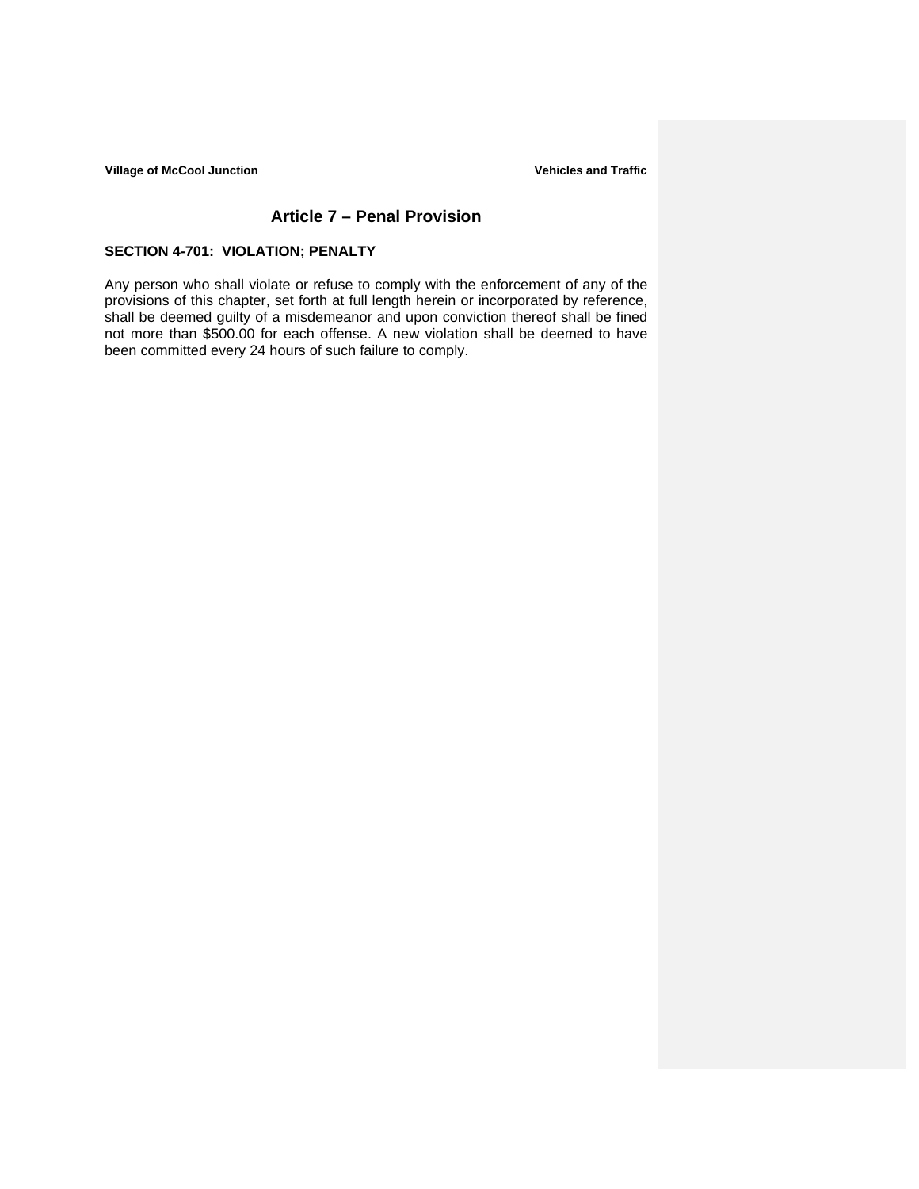## Article 7 – Penal Provision

### SECTION 4-701: VIOLATION; PENALTY

Any person who shall violate or refuse to comply with the enforcement of any of the provisions of this chapter, set forth at full length herein or incorporated by reference, shall be deemed guilty of a misdemeanor and upon conviction thereof shall be fined not more than $500.00 for each offense. A new violation shall be deemed to have been committed every 24 hours of such failure to comply.